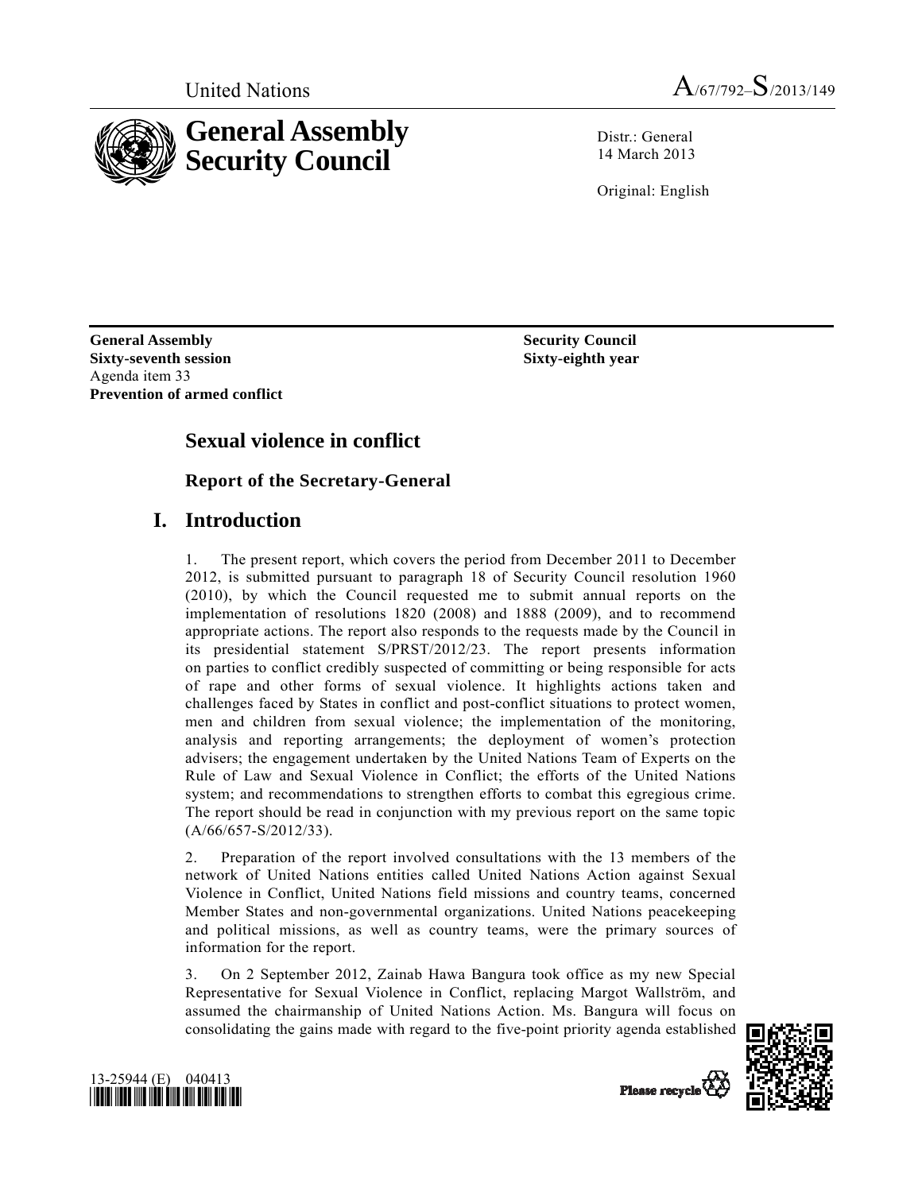United Nations A/67/792–S/2013/149

# General Assembly Security Council

Distr.: General
14 March 2013

Original: English

**General Assembly**
**Sixty-seventh session**
Agenda item 33
**Prevention of armed conflict**

**Security Council**
**Sixty-eighth year**

## Sexual violence in conflict

### Report of the Secretary-General

## I. Introduction

1. The present report, which covers the period from December 2011 to December 2012, is submitted pursuant to paragraph 18 of Security Council resolution 1960 (2010), by which the Council requested me to submit annual reports on the implementation of resolutions 1820 (2008) and 1888 (2009), and to recommend appropriate actions. The report also responds to the requests made by the Council in its presidential statement S/PRST/2012/23. The report presents information on parties to conflict credibly suspected of committing or being responsible for acts of rape and other forms of sexual violence. It highlights actions taken and challenges faced by States in conflict and post-conflict situations to protect women, men and children from sexual violence; the implementation of the monitoring, analysis and reporting arrangements; the deployment of women's protection advisers; the engagement undertaken by the United Nations Team of Experts on the Rule of Law and Sexual Violence in Conflict; the efforts of the United Nations system; and recommendations to strengthen efforts to combat this egregious crime. The report should be read in conjunction with my previous report on the same topic (A/66/657-S/2012/33).

2. Preparation of the report involved consultations with the 13 members of the network of United Nations entities called United Nations Action against Sexual Violence in Conflict, United Nations field missions and country teams, concerned Member States and non-governmental organizations. United Nations peacekeeping and political missions, as well as country teams, were the primary sources of information for the report.

3. On 2 September 2012, Zainab Hawa Bangura took office as my new Special Representative for Sexual Violence in Conflict, replacing Margot Wallström, and assumed the chairmanship of United Nations Action. Ms. Bangura will focus on consolidating the gains made with regard to the five-point priority agenda established

13-25944 (E) 040413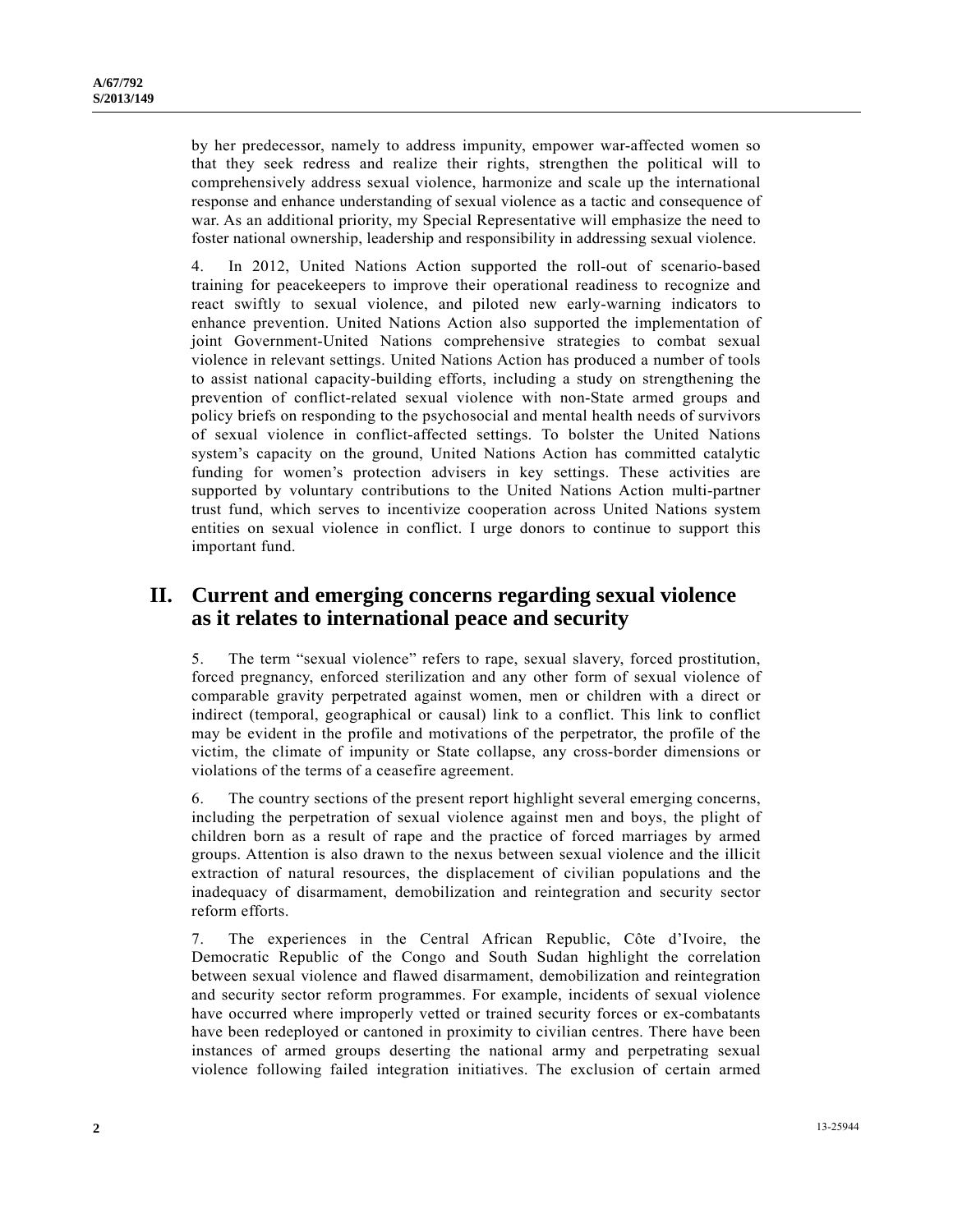by her predecessor, namely to address impunity, empower war-affected women so that they seek redress and realize their rights, strengthen the political will to comprehensively address sexual violence, harmonize and scale up the international response and enhance understanding of sexual violence as a tactic and consequence of war. As an additional priority, my Special Representative will emphasize the need to foster national ownership, leadership and responsibility in addressing sexual violence.

4. In 2012, United Nations Action supported the roll-out of scenario-based training for peacekeepers to improve their operational readiness to recognize and react swiftly to sexual violence, and piloted new early-warning indicators to enhance prevention. United Nations Action also supported the implementation of joint Government-United Nations comprehensive strategies to combat sexual violence in relevant settings. United Nations Action has produced a number of tools to assist national capacity-building efforts, including a study on strengthening the prevention of conflict-related sexual violence with non-State armed groups and policy briefs on responding to the psychosocial and mental health needs of survivors of sexual violence in conflict-affected settings. To bolster the United Nations system's capacity on the ground, United Nations Action has committed catalytic funding for women's protection advisers in key settings. These activities are supported by voluntary contributions to the United Nations Action multi-partner trust fund, which serves to incentivize cooperation across United Nations system entities on sexual violence in conflict. I urge donors to continue to support this important fund.

## II. Current and emerging concerns regarding sexual violence as it relates to international peace and security

5. The term "sexual violence" refers to rape, sexual slavery, forced prostitution, forced pregnancy, enforced sterilization and any other form of sexual violence of comparable gravity perpetrated against women, men or children with a direct or indirect (temporal, geographical or causal) link to a conflict. This link to conflict may be evident in the profile and motivations of the perpetrator, the profile of the victim, the climate of impunity or State collapse, any cross-border dimensions or violations of the terms of a ceasefire agreement.

6. The country sections of the present report highlight several emerging concerns, including the perpetration of sexual violence against men and boys, the plight of children born as a result of rape and the practice of forced marriages by armed groups. Attention is also drawn to the nexus between sexual violence and the illicit extraction of natural resources, the displacement of civilian populations and the inadequacy of disarmament, demobilization and reintegration and security sector reform efforts.

7. The experiences in the Central African Republic, Côte d'Ivoire, the Democratic Republic of the Congo and South Sudan highlight the correlation between sexual violence and flawed disarmament, demobilization and reintegration and security sector reform programmes. For example, incidents of sexual violence have occurred where improperly vetted or trained security forces or ex-combatants have been redeployed or cantoned in proximity to civilian centres. There have been instances of armed groups deserting the national army and perpetrating sexual violence following failed integration initiatives. The exclusion of certain armed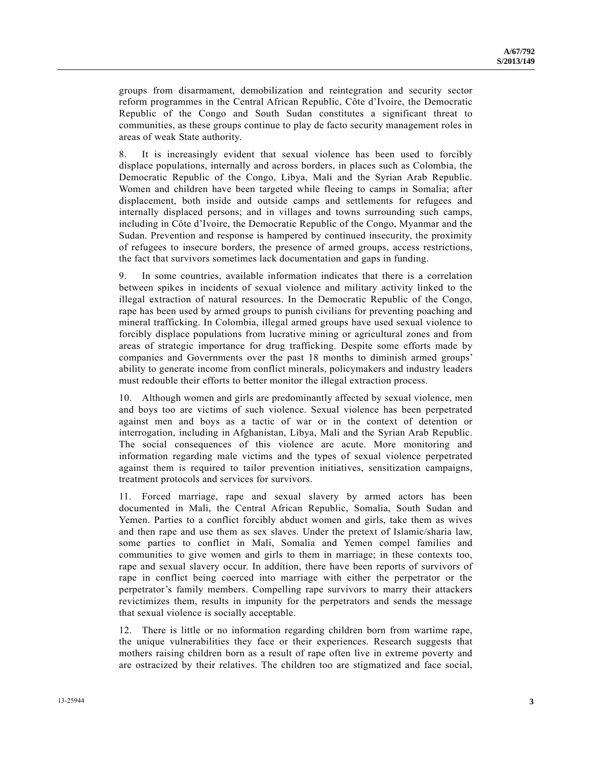groups from disarmament, demobilization and reintegration and security sector reform programmes in the Central African Republic, Côte d'Ivoire, the Democratic Republic of the Congo and South Sudan constitutes a significant threat to communities, as these groups continue to play de facto security management roles in areas of weak State authority.

8. It is increasingly evident that sexual violence has been used to forcibly displace populations, internally and across borders, in places such as Colombia, the Democratic Republic of the Congo, Libya, Mali and the Syrian Arab Republic. Women and children have been targeted while fleeing to camps in Somalia; after displacement, both inside and outside camps and settlements for refugees and internally displaced persons; and in villages and towns surrounding such camps, including in Côte d'Ivoire, the Democratic Republic of the Congo, Myanmar and the Sudan. Prevention and response is hampered by continued insecurity, the proximity of refugees to insecure borders, the presence of armed groups, access restrictions, the fact that survivors sometimes lack documentation and gaps in funding.

9. In some countries, available information indicates that there is a correlation between spikes in incidents of sexual violence and military activity linked to the illegal extraction of natural resources. In the Democratic Republic of the Congo, rape has been used by armed groups to punish civilians for preventing poaching and mineral trafficking. In Colombia, illegal armed groups have used sexual violence to forcibly displace populations from lucrative mining or agricultural zones and from areas of strategic importance for drug trafficking. Despite some efforts made by companies and Governments over the past 18 months to diminish armed groups' ability to generate income from conflict minerals, policymakers and industry leaders must redouble their efforts to better monitor the illegal extraction process.

10. Although women and girls are predominantly affected by sexual violence, men and boys too are victims of such violence. Sexual violence has been perpetrated against men and boys as a tactic of war or in the context of detention or interrogation, including in Afghanistan, Libya, Mali and the Syrian Arab Republic. The social consequences of this violence are acute. More monitoring and information regarding male victims and the types of sexual violence perpetrated against them is required to tailor prevention initiatives, sensitization campaigns, treatment protocols and services for survivors.

11. Forced marriage, rape and sexual slavery by armed actors has been documented in Mali, the Central African Republic, Somalia, South Sudan and Yemen. Parties to a conflict forcibly abduct women and girls, take them as wives and then rape and use them as sex slaves. Under the pretext of Islamic/sharia law, some parties to conflict in Mali, Somalia and Yemen compel families and communities to give women and girls to them in marriage; in these contexts too, rape and sexual slavery occur. In addition, there have been reports of survivors of rape in conflict being coerced into marriage with either the perpetrator or the perpetrator's family members. Compelling rape survivors to marry their attackers revictimizes them, results in impunity for the perpetrators and sends the message that sexual violence is socially acceptable.

12. There is little or no information regarding children born from wartime rape, the unique vulnerabilities they face or their experiences. Research suggests that mothers raising children born as a result of rape often live in extreme poverty and are ostracized by their relatives. The children too are stigmatized and face social,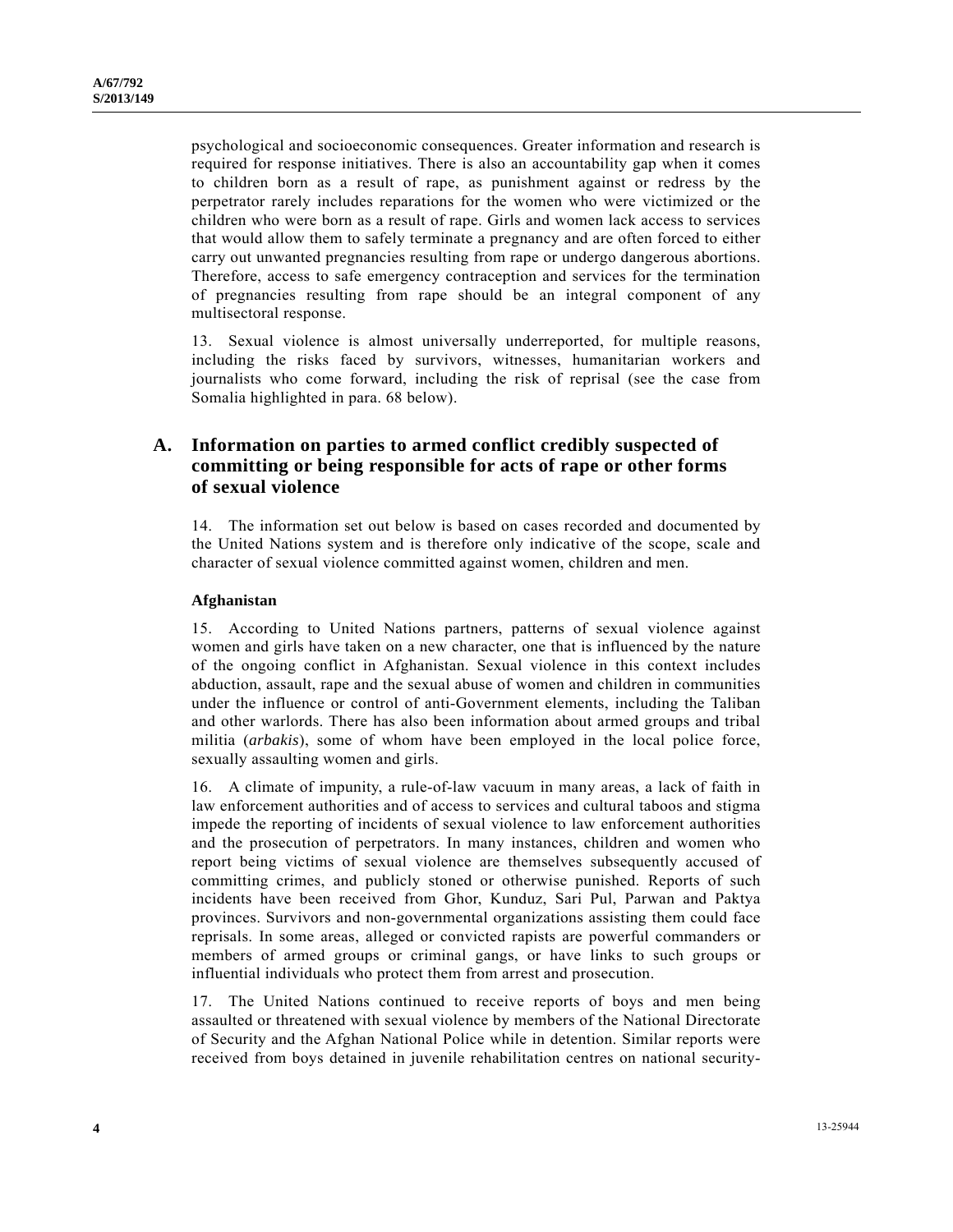psychological and socioeconomic consequences. Greater information and research is required for response initiatives. There is also an accountability gap when it comes to children born as a result of rape, as punishment against or redress by the perpetrator rarely includes reparations for the women who were victimized or the children who were born as a result of rape. Girls and women lack access to services that would allow them to safely terminate a pregnancy and are often forced to either carry out unwanted pregnancies resulting from rape or undergo dangerous abortions. Therefore, access to safe emergency contraception and services for the termination of pregnancies resulting from rape should be an integral component of any multisectoral response.

13. Sexual violence is almost universally underreported, for multiple reasons, including the risks faced by survivors, witnesses, humanitarian workers and journalists who come forward, including the risk of reprisal (see the case from Somalia highlighted in para. 68 below).

## A. Information on parties to armed conflict credibly suspected of committing or being responsible for acts of rape or other forms of sexual violence

14. The information set out below is based on cases recorded and documented by the United Nations system and is therefore only indicative of the scope, scale and character of sexual violence committed against women, children and men.

### Afghanistan

15. According to United Nations partners, patterns of sexual violence against women and girls have taken on a new character, one that is influenced by the nature of the ongoing conflict in Afghanistan. Sexual violence in this context includes abduction, assault, rape and the sexual abuse of women and children in communities under the influence or control of anti-Government elements, including the Taliban and other warlords. There has also been information about armed groups and tribal militia (*arbakis*), some of whom have been employed in the local police force, sexually assaulting women and girls.

16. A climate of impunity, a rule-of-law vacuum in many areas, a lack of faith in law enforcement authorities and of access to services and cultural taboos and stigma impede the reporting of incidents of sexual violence to law enforcement authorities and the prosecution of perpetrators. In many instances, children and women who report being victims of sexual violence are themselves subsequently accused of committing crimes, and publicly stoned or otherwise punished. Reports of such incidents have been received from Ghor, Kunduz, Sari Pul, Parwan and Paktya provinces. Survivors and non-governmental organizations assisting them could face reprisals. In some areas, alleged or convicted rapists are powerful commanders or members of armed groups or criminal gangs, or have links to such groups or influential individuals who protect them from arrest and prosecution.

17. The United Nations continued to receive reports of boys and men being assaulted or threatened with sexual violence by members of the National Directorate of Security and the Afghan National Police while in detention. Similar reports were received from boys detained in juvenile rehabilitation centres on national security-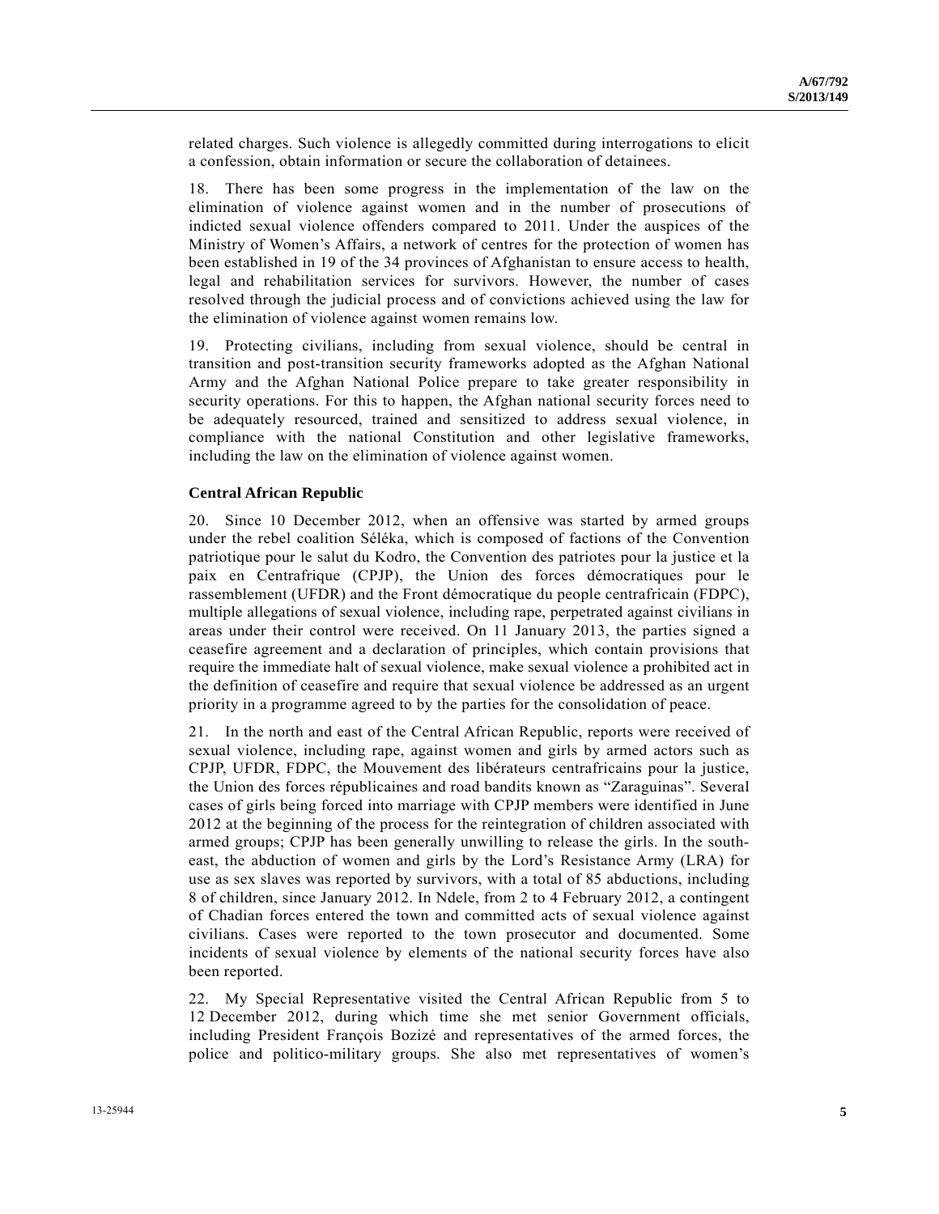related charges. Such violence is allegedly committed during interrogations to elicit a confession, obtain information or secure the collaboration of detainees.

18. There has been some progress in the implementation of the law on the elimination of violence against women and in the number of prosecutions of indicted sexual violence offenders compared to 2011. Under the auspices of the Ministry of Women's Affairs, a network of centres for the protection of women has been established in 19 of the 34 provinces of Afghanistan to ensure access to health, legal and rehabilitation services for survivors. However, the number of cases resolved through the judicial process and of convictions achieved using the law for the elimination of violence against women remains low.

19. Protecting civilians, including from sexual violence, should be central in transition and post-transition security frameworks adopted as the Afghan National Army and the Afghan National Police prepare to take greater responsibility in security operations. For this to happen, the Afghan national security forces need to be adequately resourced, trained and sensitized to address sexual violence, in compliance with the national Constitution and other legislative frameworks, including the law on the elimination of violence against women.

**Central African Republic**

20. Since 10 December 2012, when an offensive was started by armed groups under the rebel coalition Séléka, which is composed of factions of the Convention patriotique pour le salut du Kodro, the Convention des patriotes pour la justice et la paix en Centrafrique (CPJP), the Union des forces démocratiques pour le rassemblement (UFDR) and the Front démocratique du people centrafricain (FDPC), multiple allegations of sexual violence, including rape, perpetrated against civilians in areas under their control were received. On 11 January 2013, the parties signed a ceasefire agreement and a declaration of principles, which contain provisions that require the immediate halt of sexual violence, make sexual violence a prohibited act in the definition of ceasefire and require that sexual violence be addressed as an urgent priority in a programme agreed to by the parties for the consolidation of peace.

21. In the north and east of the Central African Republic, reports were received of sexual violence, including rape, against women and girls by armed actors such as CPJP, UFDR, FDPC, the Mouvement des libérateurs centrafricains pour la justice, the Union des forces républicaines and road bandits known as "Zaraguinas". Several cases of girls being forced into marriage with CPJP members were identified in June 2012 at the beginning of the process for the reintegration of children associated with armed groups; CPJP has been generally unwilling to release the girls. In the south-east, the abduction of women and girls by the Lord's Resistance Army (LRA) for use as sex slaves was reported by survivors, with a total of 85 abductions, including 8 of children, since January 2012. In Ndele, from 2 to 4 February 2012, a contingent of Chadian forces entered the town and committed acts of sexual violence against civilians. Cases were reported to the town prosecutor and documented. Some incidents of sexual violence by elements of the national security forces have also been reported.

22. My Special Representative visited the Central African Republic from 5 to 12 December 2012, during which time she met senior Government officials, including President François Bozizé and representatives of the armed forces, the police and politico-military groups. She also met representatives of women's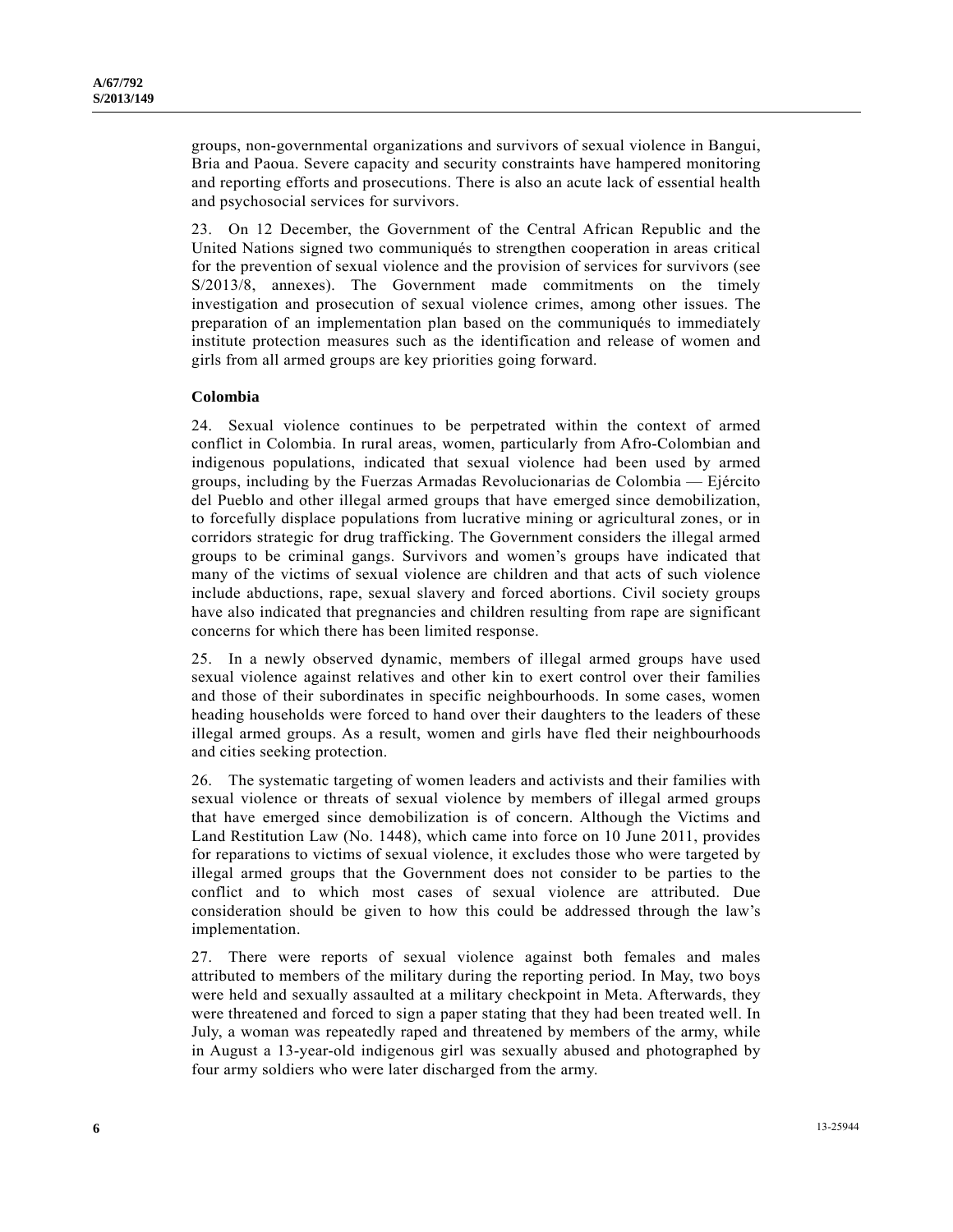groups, non-governmental organizations and survivors of sexual violence in Bangui, Bria and Paoua. Severe capacity and security constraints have hampered monitoring and reporting efforts and prosecutions. There is also an acute lack of essential health and psychosocial services for survivors.

23. On 12 December, the Government of the Central African Republic and the United Nations signed two communiqués to strengthen cooperation in areas critical for the prevention of sexual violence and the provision of services for survivors (see S/2013/8, annexes). The Government made commitments on the timely investigation and prosecution of sexual violence crimes, among other issues. The preparation of an implementation plan based on the communiqués to immediately institute protection measures such as the identification and release of women and girls from all armed groups are key priorities going forward.

**Colombia**

24. Sexual violence continues to be perpetrated within the context of armed conflict in Colombia. In rural areas, women, particularly from Afro-Colombian and indigenous populations, indicated that sexual violence had been used by armed groups, including by the Fuerzas Armadas Revolucionarias de Colombia — Ejército del Pueblo and other illegal armed groups that have emerged since demobilization, to forcefully displace populations from lucrative mining or agricultural zones, or in corridors strategic for drug trafficking. The Government considers the illegal armed groups to be criminal gangs. Survivors and women's groups have indicated that many of the victims of sexual violence are children and that acts of such violence include abductions, rape, sexual slavery and forced abortions. Civil society groups have also indicated that pregnancies and children resulting from rape are significant concerns for which there has been limited response.

25. In a newly observed dynamic, members of illegal armed groups have used sexual violence against relatives and other kin to exert control over their families and those of their subordinates in specific neighbourhoods. In some cases, women heading households were forced to hand over their daughters to the leaders of these illegal armed groups. As a result, women and girls have fled their neighbourhoods and cities seeking protection.

26. The systematic targeting of women leaders and activists and their families with sexual violence or threats of sexual violence by members of illegal armed groups that have emerged since demobilization is of concern. Although the Victims and Land Restitution Law (No. 1448), which came into force on 10 June 2011, provides for reparations to victims of sexual violence, it excludes those who were targeted by illegal armed groups that the Government does not consider to be parties to the conflict and to which most cases of sexual violence are attributed. Due consideration should be given to how this could be addressed through the law's implementation.

27. There were reports of sexual violence against both females and males attributed to members of the military during the reporting period. In May, two boys were held and sexually assaulted at a military checkpoint in Meta. Afterwards, they were threatened and forced to sign a paper stating that they had been treated well. In July, a woman was repeatedly raped and threatened by members of the army, while in August a 13-year-old indigenous girl was sexually abused and photographed by four army soldiers who were later discharged from the army.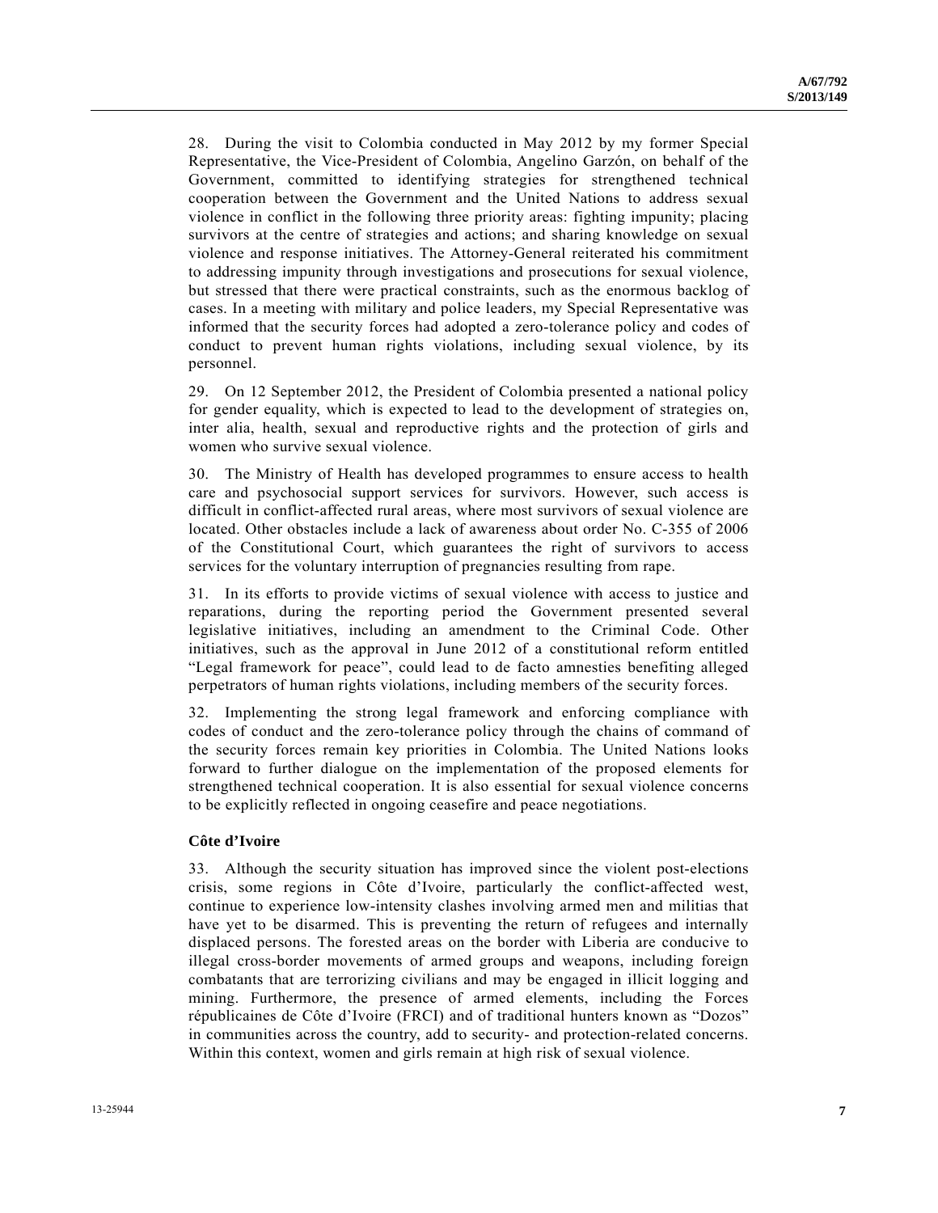28. During the visit to Colombia conducted in May 2012 by my former Special Representative, the Vice-President of Colombia, Angelino Garzón, on behalf of the Government, committed to identifying strategies for strengthened technical cooperation between the Government and the United Nations to address sexual violence in conflict in the following three priority areas: fighting impunity; placing survivors at the centre of strategies and actions; and sharing knowledge on sexual violence and response initiatives. The Attorney-General reiterated his commitment to addressing impunity through investigations and prosecutions for sexual violence, but stressed that there were practical constraints, such as the enormous backlog of cases. In a meeting with military and police leaders, my Special Representative was informed that the security forces had adopted a zero-tolerance policy and codes of conduct to prevent human rights violations, including sexual violence, by its personnel.

29. On 12 September 2012, the President of Colombia presented a national policy for gender equality, which is expected to lead to the development of strategies on, inter alia, health, sexual and reproductive rights and the protection of girls and women who survive sexual violence.

30. The Ministry of Health has developed programmes to ensure access to health care and psychosocial support services for survivors. However, such access is difficult in conflict-affected rural areas, where most survivors of sexual violence are located. Other obstacles include a lack of awareness about order No. C-355 of 2006 of the Constitutional Court, which guarantees the right of survivors to access services for the voluntary interruption of pregnancies resulting from rape.

31. In its efforts to provide victims of sexual violence with access to justice and reparations, during the reporting period the Government presented several legislative initiatives, including an amendment to the Criminal Code. Other initiatives, such as the approval in June 2012 of a constitutional reform entitled "Legal framework for peace", could lead to de facto amnesties benefiting alleged perpetrators of human rights violations, including members of the security forces.

32. Implementing the strong legal framework and enforcing compliance with codes of conduct and the zero-tolerance policy through the chains of command of the security forces remain key priorities in Colombia. The United Nations looks forward to further dialogue on the implementation of the proposed elements for strengthened technical cooperation. It is also essential for sexual violence concerns to be explicitly reflected in ongoing ceasefire and peace negotiations.

### Côte d'Ivoire

33. Although the security situation has improved since the violent post-elections crisis, some regions in Côte d'Ivoire, particularly the conflict-affected west, continue to experience low-intensity clashes involving armed men and militias that have yet to be disarmed. This is preventing the return of refugees and internally displaced persons. The forested areas on the border with Liberia are conducive to illegal cross-border movements of armed groups and weapons, including foreign combatants that are terrorizing civilians and may be engaged in illicit logging and mining. Furthermore, the presence of armed elements, including the Forces républicaines de Côte d'Ivoire (FRCI) and of traditional hunters known as "Dozos" in communities across the country, add to security- and protection-related concerns. Within this context, women and girls remain at high risk of sexual violence.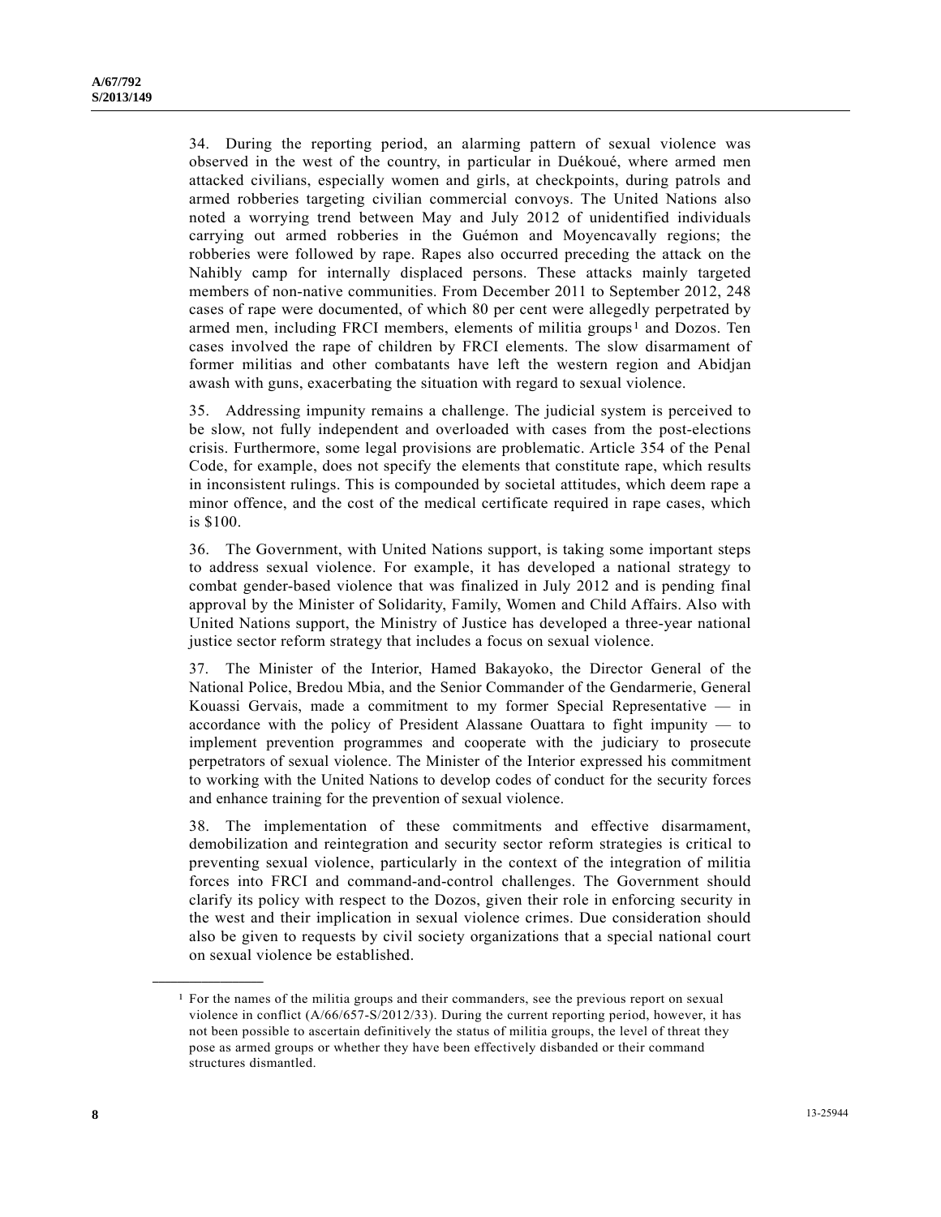34. During the reporting period, an alarming pattern of sexual violence was observed in the west of the country, in particular in Duékoué, where armed men attacked civilians, especially women and girls, at checkpoints, during patrols and armed robberies targeting civilian commercial convoys. The United Nations also noted a worrying trend between May and July 2012 of unidentified individuals carrying out armed robberies in the Guémon and Moyencavally regions; the robberies were followed by rape. Rapes also occurred preceding the attack on the Nahibly camp for internally displaced persons. These attacks mainly targeted members of non-native communities. From December 2011 to September 2012, 248 cases of rape were documented, of which 80 per cent were allegedly perpetrated by armed men, including FRCI members, elements of militia groups[1] and Dozos. Ten cases involved the rape of children by FRCI elements. The slow disarmament of former militias and other combatants have left the western region and Abidjan awash with guns, exacerbating the situation with regard to sexual violence.

35. Addressing impunity remains a challenge. The judicial system is perceived to be slow, not fully independent and overloaded with cases from the post-elections crisis. Furthermore, some legal provisions are problematic. Article 354 of the Penal Code, for example, does not specify the elements that constitute rape, which results in inconsistent rulings. This is compounded by societal attitudes, which deem rape a minor offence, and the cost of the medical certificate required in rape cases, which is $100.

36. The Government, with United Nations support, is taking some important steps to address sexual violence. For example, it has developed a national strategy to combat gender-based violence that was finalized in July 2012 and is pending final approval by the Minister of Solidarity, Family, Women and Child Affairs. Also with United Nations support, the Ministry of Justice has developed a three-year national justice sector reform strategy that includes a focus on sexual violence.

37. The Minister of the Interior, Hamed Bakayoko, the Director General of the National Police, Bredou Mbia, and the Senior Commander of the Gendarmerie, General Kouassi Gervais, made a commitment to my former Special Representative — in accordance with the policy of President Alassane Ouattara to fight impunity — to implement prevention programmes and cooperate with the judiciary to prosecute perpetrators of sexual violence. The Minister of the Interior expressed his commitment to working with the United Nations to develop codes of conduct for the security forces and enhance training for the prevention of sexual violence.

38. The implementation of these commitments and effective disarmament, demobilization and reintegration and security sector reform strategies is critical to preventing sexual violence, particularly in the context of the integration of militia forces into FRCI and command-and-control challenges. The Government should clarify its policy with respect to the Dozos, given their role in enforcing security in the west and their implication in sexual violence crimes. Due consideration should also be given to requests by civil society organizations that a special national court on sexual violence be established.

---

[1] For the names of the militia groups and their commanders, see the previous report on sexual violence in conflict (A/66/657-S/2012/33). During the current reporting period, however, it has not been possible to ascertain definitively the status of militia groups, the level of threat they pose as armed groups or whether they have been effectively disbanded or their command structures dismantled.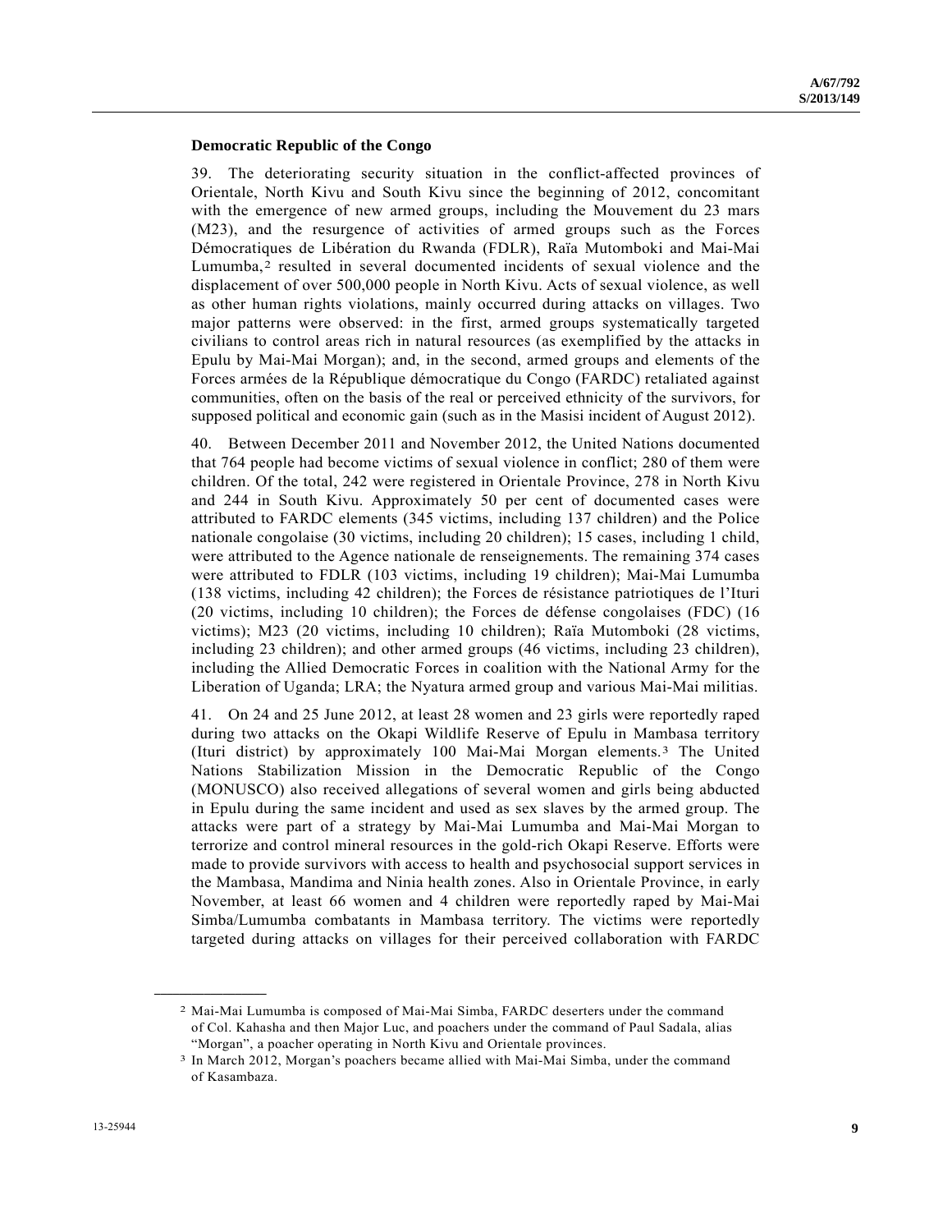### Democratic Republic of the Congo

39. The deteriorating security situation in the conflict-affected provinces of Orientale, North Kivu and South Kivu since the beginning of 2012, concomitant with the emergence of new armed groups, including the Mouvement du 23 mars (M23), and the resurgence of activities of armed groups such as the Forces Démocratiques de Libération du Rwanda (FDLR), Raïa Mutomboki and Mai-Mai Lumumba,[2] resulted in several documented incidents of sexual violence and the displacement of over 500,000 people in North Kivu. Acts of sexual violence, as well as other human rights violations, mainly occurred during attacks on villages. Two major patterns were observed: in the first, armed groups systematically targeted civilians to control areas rich in natural resources (as exemplified by the attacks in Epulu by Mai-Mai Morgan); and, in the second, armed groups and elements of the Forces armées de la République démocratique du Congo (FARDC) retaliated against communities, often on the basis of the real or perceived ethnicity of the survivors, for supposed political and economic gain (such as in the Masisi incident of August 2012).

40. Between December 2011 and November 2012, the United Nations documented that 764 people had become victims of sexual violence in conflict; 280 of them were children. Of the total, 242 were registered in Orientale Province, 278 in North Kivu and 244 in South Kivu. Approximately 50 per cent of documented cases were attributed to FARDC elements (345 victims, including 137 children) and the Police nationale congolaise (30 victims, including 20 children); 15 cases, including 1 child, were attributed to the Agence nationale de renseignements. The remaining 374 cases were attributed to FDLR (103 victims, including 19 children); Mai-Mai Lumumba (138 victims, including 42 children); the Forces de résistance patriotiques de l'Ituri (20 victims, including 10 children); the Forces de défense congolaises (FDC) (16 victims); M23 (20 victims, including 10 children); Raïa Mutomboki (28 victims, including 23 children); and other armed groups (46 victims, including 23 children), including the Allied Democratic Forces in coalition with the National Army for the Liberation of Uganda; LRA; the Nyatura armed group and various Mai-Mai militias.

41. On 24 and 25 June 2012, at least 28 women and 23 girls were reportedly raped during two attacks on the Okapi Wildlife Reserve of Epulu in Mambasa territory (Ituri district) by approximately 100 Mai-Mai Morgan elements.[3] The United Nations Stabilization Mission in the Democratic Republic of the Congo (MONUSCO) also received allegations of several women and girls being abducted in Epulu during the same incident and used as sex slaves by the armed group. The attacks were part of a strategy by Mai-Mai Lumumba and Mai-Mai Morgan to terrorize and control mineral resources in the gold-rich Okapi Reserve. Efforts were made to provide survivors with access to health and psychosocial support services in the Mambasa, Mandima and Ninia health zones. Also in Orientale Province, in early November, at least 66 women and 4 children were reportedly raped by Mai-Mai Simba/Lumumba combatants in Mambasa territory. The victims were reportedly targeted during attacks on villages for their perceived collaboration with FARDC

---

[2] Mai-Mai Lumumba is composed of Mai-Mai Simba, FARDC deserters under the command of Col. Kahasha and then Major Luc, and poachers under the command of Paul Sadala, alias "Morgan", a poacher operating in North Kivu and Orientale provinces.

[3] In March 2012, Morgan's poachers became allied with Mai-Mai Simba, under the command of Kasambaza.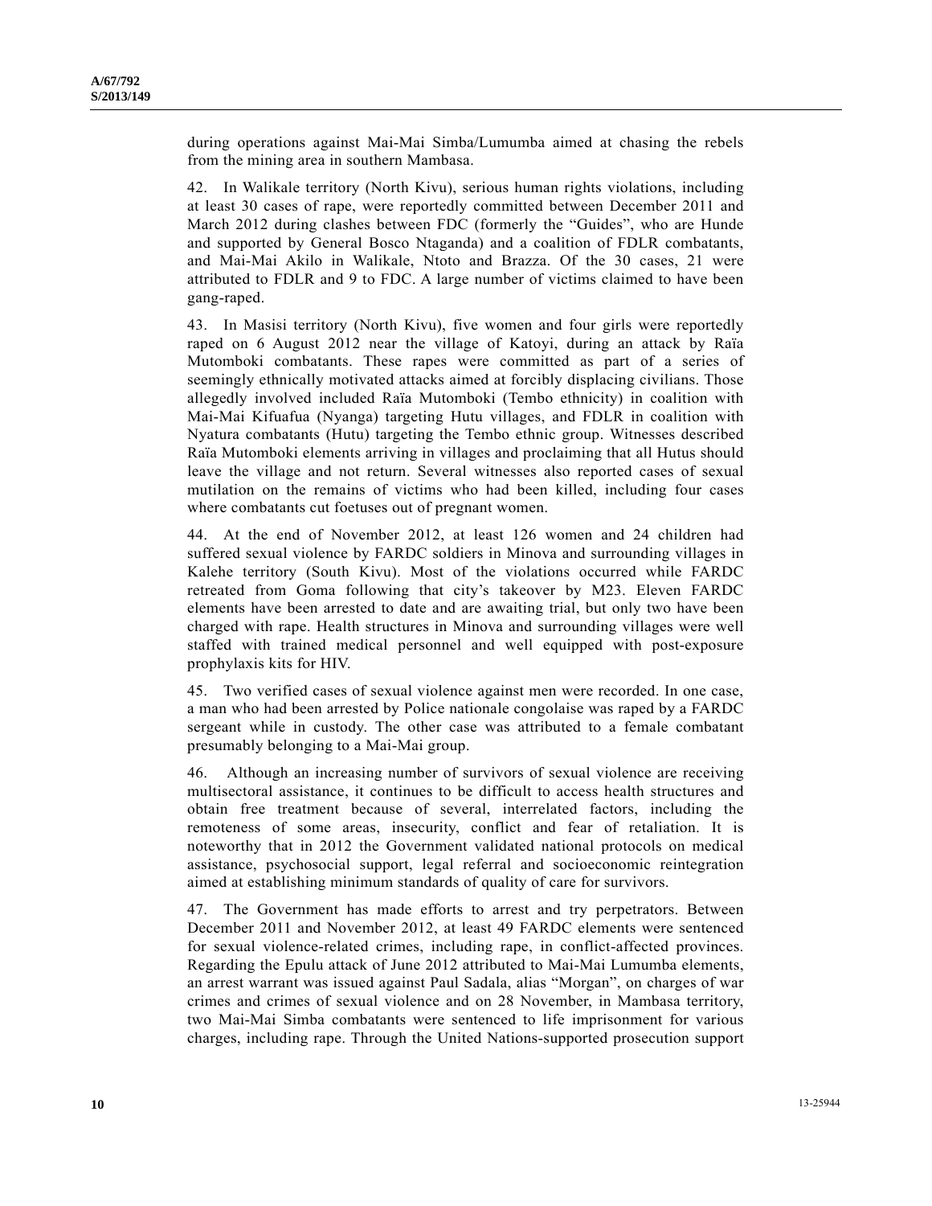during operations against Mai-Mai Simba/Lumumba aimed at chasing the rebels from the mining area in southern Mambasa.

42. In Walikale territory (North Kivu), serious human rights violations, including at least 30 cases of rape, were reportedly committed between December 2011 and March 2012 during clashes between FDC (formerly the "Guides", who are Hunde and supported by General Bosco Ntaganda) and a coalition of FDLR combatants, and Mai-Mai Akilo in Walikale, Ntoto and Brazza. Of the 30 cases, 21 were attributed to FDLR and 9 to FDC. A large number of victims claimed to have been gang-raped.

43. In Masisi territory (North Kivu), five women and four girls were reportedly raped on 6 August 2012 near the village of Katoyi, during an attack by Raïa Mutomboki combatants. These rapes were committed as part of a series of seemingly ethnically motivated attacks aimed at forcibly displacing civilians. Those allegedly involved included Raïa Mutomboki (Tembo ethnicity) in coalition with Mai-Mai Kifuafua (Nyanga) targeting Hutu villages, and FDLR in coalition with Nyatura combatants (Hutu) targeting the Tembo ethnic group. Witnesses described Raïa Mutomboki elements arriving in villages and proclaiming that all Hutus should leave the village and not return. Several witnesses also reported cases of sexual mutilation on the remains of victims who had been killed, including four cases where combatants cut foetuses out of pregnant women.

44. At the end of November 2012, at least 126 women and 24 children had suffered sexual violence by FARDC soldiers in Minova and surrounding villages in Kalehe territory (South Kivu). Most of the violations occurred while FARDC retreated from Goma following that city's takeover by M23. Eleven FARDC elements have been arrested to date and are awaiting trial, but only two have been charged with rape. Health structures in Minova and surrounding villages were well staffed with trained medical personnel and well equipped with post-exposure prophylaxis kits for HIV.

45. Two verified cases of sexual violence against men were recorded. In one case, a man who had been arrested by Police nationale congolaise was raped by a FARDC sergeant while in custody. The other case was attributed to a female combatant presumably belonging to a Mai-Mai group.

46. Although an increasing number of survivors of sexual violence are receiving multisectoral assistance, it continues to be difficult to access health structures and obtain free treatment because of several, interrelated factors, including the remoteness of some areas, insecurity, conflict and fear of retaliation. It is noteworthy that in 2012 the Government validated national protocols on medical assistance, psychosocial support, legal referral and socioeconomic reintegration aimed at establishing minimum standards of quality of care for survivors.

47. The Government has made efforts to arrest and try perpetrators. Between December 2011 and November 2012, at least 49 FARDC elements were sentenced for sexual violence-related crimes, including rape, in conflict-affected provinces. Regarding the Epulu attack of June 2012 attributed to Mai-Mai Lumumba elements, an arrest warrant was issued against Paul Sadala, alias "Morgan", on charges of war crimes and crimes of sexual violence and on 28 November, in Mambasa territory, two Mai-Mai Simba combatants were sentenced to life imprisonment for various charges, including rape. Through the United Nations-supported prosecution support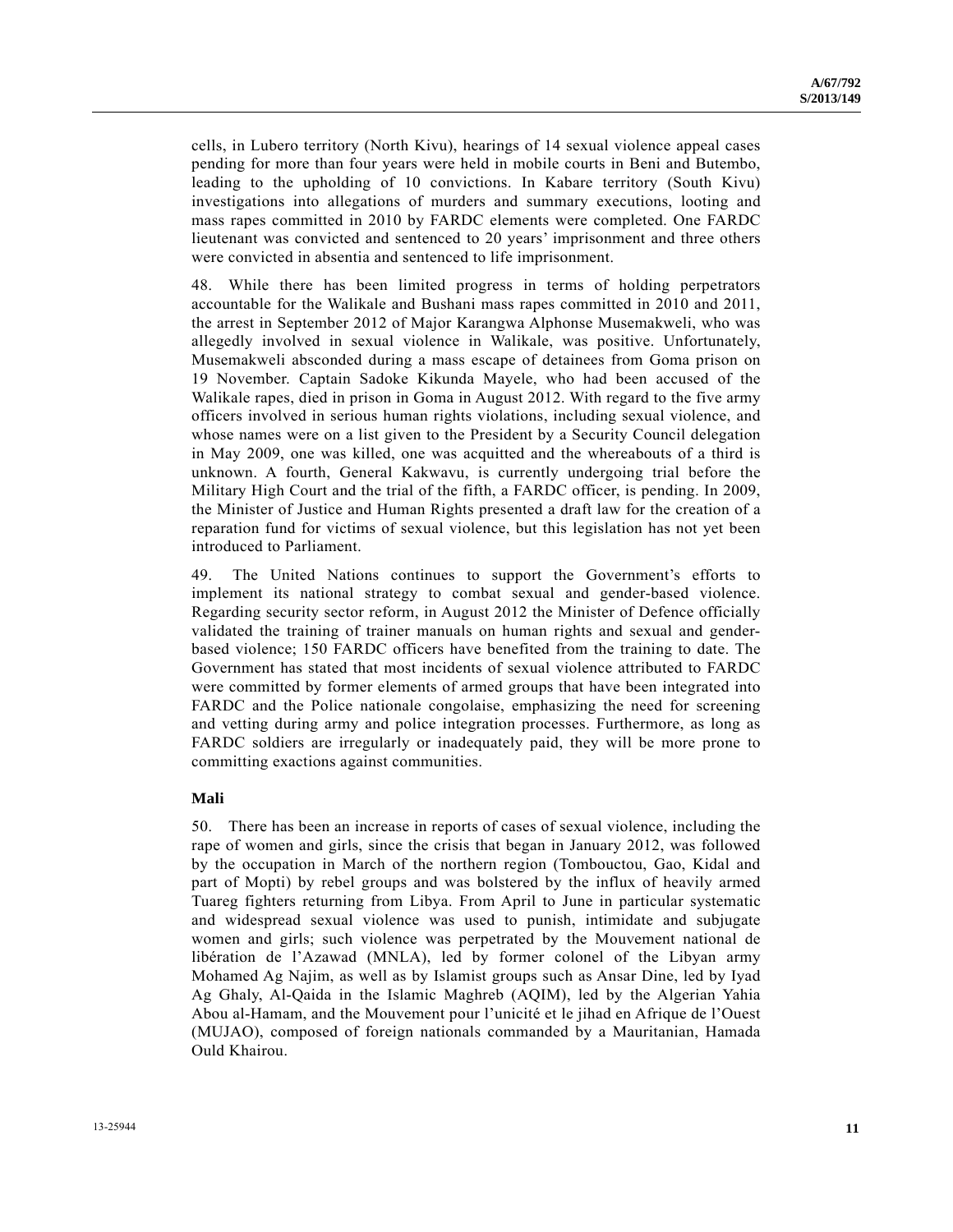cells, in Lubero territory (North Kivu), hearings of 14 sexual violence appeal cases pending for more than four years were held in mobile courts in Beni and Butembo, leading to the upholding of 10 convictions. In Kabare territory (South Kivu) investigations into allegations of murders and summary executions, looting and mass rapes committed in 2010 by FARDC elements were completed. One FARDC lieutenant was convicted and sentenced to 20 years' imprisonment and three others were convicted in absentia and sentenced to life imprisonment.

48. While there has been limited progress in terms of holding perpetrators accountable for the Walikale and Bushani mass rapes committed in 2010 and 2011, the arrest in September 2012 of Major Karangwa Alphonse Musemakweli, who was allegedly involved in sexual violence in Walikale, was positive. Unfortunately, Musemakweli absconded during a mass escape of detainees from Goma prison on 19 November. Captain Sadoke Kikunda Mayele, who had been accused of the Walikale rapes, died in prison in Goma in August 2012. With regard to the five army officers involved in serious human rights violations, including sexual violence, and whose names were on a list given to the President by a Security Council delegation in May 2009, one was killed, one was acquitted and the whereabouts of a third is unknown. A fourth, General Kakwavu, is currently undergoing trial before the Military High Court and the trial of the fifth, a FARDC officer, is pending. In 2009, the Minister of Justice and Human Rights presented a draft law for the creation of a reparation fund for victims of sexual violence, but this legislation has not yet been introduced to Parliament.

49. The United Nations continues to support the Government's efforts to implement its national strategy to combat sexual and gender-based violence. Regarding security sector reform, in August 2012 the Minister of Defence officially validated the training of trainer manuals on human rights and sexual and gender-based violence; 150 FARDC officers have benefited from the training to date. The Government has stated that most incidents of sexual violence attributed to FARDC were committed by former elements of armed groups that have been integrated into FARDC and the Police nationale congolaise, emphasizing the need for screening and vetting during army and police integration processes. Furthermore, as long as FARDC soldiers are irregularly or inadequately paid, they will be more prone to committing exactions against communities.

**Mali**

50. There has been an increase in reports of cases of sexual violence, including the rape of women and girls, since the crisis that began in January 2012, was followed by the occupation in March of the northern region (Tombouctou, Gao, Kidal and part of Mopti) by rebel groups and was bolstered by the influx of heavily armed Tuareg fighters returning from Libya. From April to June in particular systematic and widespread sexual violence was used to punish, intimidate and subjugate women and girls; such violence was perpetrated by the Mouvement national de libération de l'Azawad (MNLA), led by former colonel of the Libyan army Mohamed Ag Najim, as well as by Islamist groups such as Ansar Dine, led by Iyad Ag Ghaly, Al-Qaida in the Islamic Maghreb (AQIM), led by the Algerian Yahia Abou al-Hamam, and the Mouvement pour l'unicité et le jihad en Afrique de l'Ouest (MUJAO), composed of foreign nationals commanded by a Mauritanian, Hamada Ould Khairou.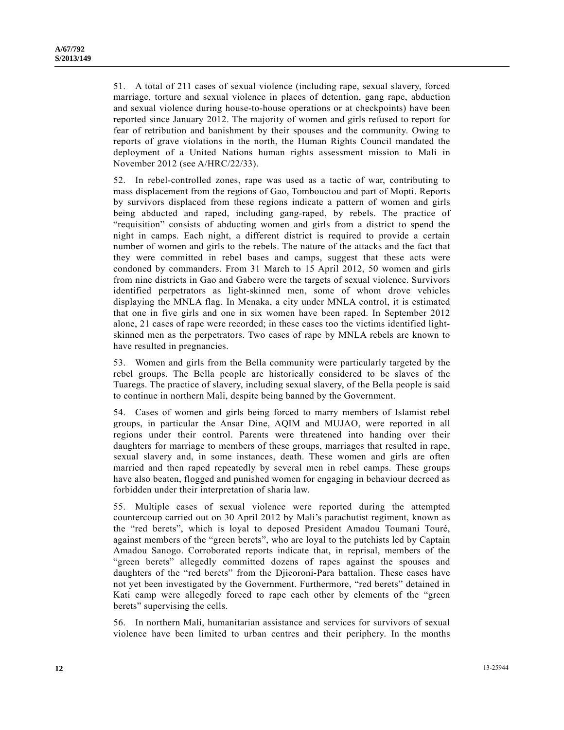51. A total of 211 cases of sexual violence (including rape, sexual slavery, forced marriage, torture and sexual violence in places of detention, gang rape, abduction and sexual violence during house-to-house operations or at checkpoints) have been reported since January 2012. The majority of women and girls refused to report for fear of retribution and banishment by their spouses and the community. Owing to reports of grave violations in the north, the Human Rights Council mandated the deployment of a United Nations human rights assessment mission to Mali in November 2012 (see A/HRC/22/33).

52. In rebel-controlled zones, rape was used as a tactic of war, contributing to mass displacement from the regions of Gao, Tombouctou and part of Mopti. Reports by survivors displaced from these regions indicate a pattern of women and girls being abducted and raped, including gang-raped, by rebels. The practice of "requisition" consists of abducting women and girls from a district to spend the night in camps. Each night, a different district is required to provide a certain number of women and girls to the rebels. The nature of the attacks and the fact that they were committed in rebel bases and camps, suggest that these acts were condoned by commanders. From 31 March to 15 April 2012, 50 women and girls from nine districts in Gao and Gabero were the targets of sexual violence. Survivors identified perpetrators as light-skinned men, some of whom drove vehicles displaying the MNLA flag. In Menaka, a city under MNLA control, it is estimated that one in five girls and one in six women have been raped. In September 2012 alone, 21 cases of rape were recorded; in these cases too the victims identified light-skinned men as the perpetrators. Two cases of rape by MNLA rebels are known to have resulted in pregnancies.

53. Women and girls from the Bella community were particularly targeted by the rebel groups. The Bella people are historically considered to be slaves of the Tuaregs. The practice of slavery, including sexual slavery, of the Bella people is said to continue in northern Mali, despite being banned by the Government.

54. Cases of women and girls being forced to marry members of Islamist rebel groups, in particular the Ansar Dine, AQIM and MUJAO, were reported in all regions under their control. Parents were threatened into handing over their daughters for marriage to members of these groups, marriages that resulted in rape, sexual slavery and, in some instances, death. These women and girls are often married and then raped repeatedly by several men in rebel camps. These groups have also beaten, flogged and punished women for engaging in behaviour decreed as forbidden under their interpretation of sharia law.

55. Multiple cases of sexual violence were reported during the attempted countercoup carried out on 30 April 2012 by Mali's parachutist regiment, known as the "red berets", which is loyal to deposed President Amadou Toumani Touré, against members of the "green berets", who are loyal to the putchists led by Captain Amadou Sanogo. Corroborated reports indicate that, in reprisal, members of the "green berets" allegedly committed dozens of rapes against the spouses and daughters of the "red berets" from the Djicoroni-Para battalion. These cases have not yet been investigated by the Government. Furthermore, "red berets" detained in Kati camp were allegedly forced to rape each other by elements of the "green berets" supervising the cells.

56. In northern Mali, humanitarian assistance and services for survivors of sexual violence have been limited to urban centres and their periphery. In the months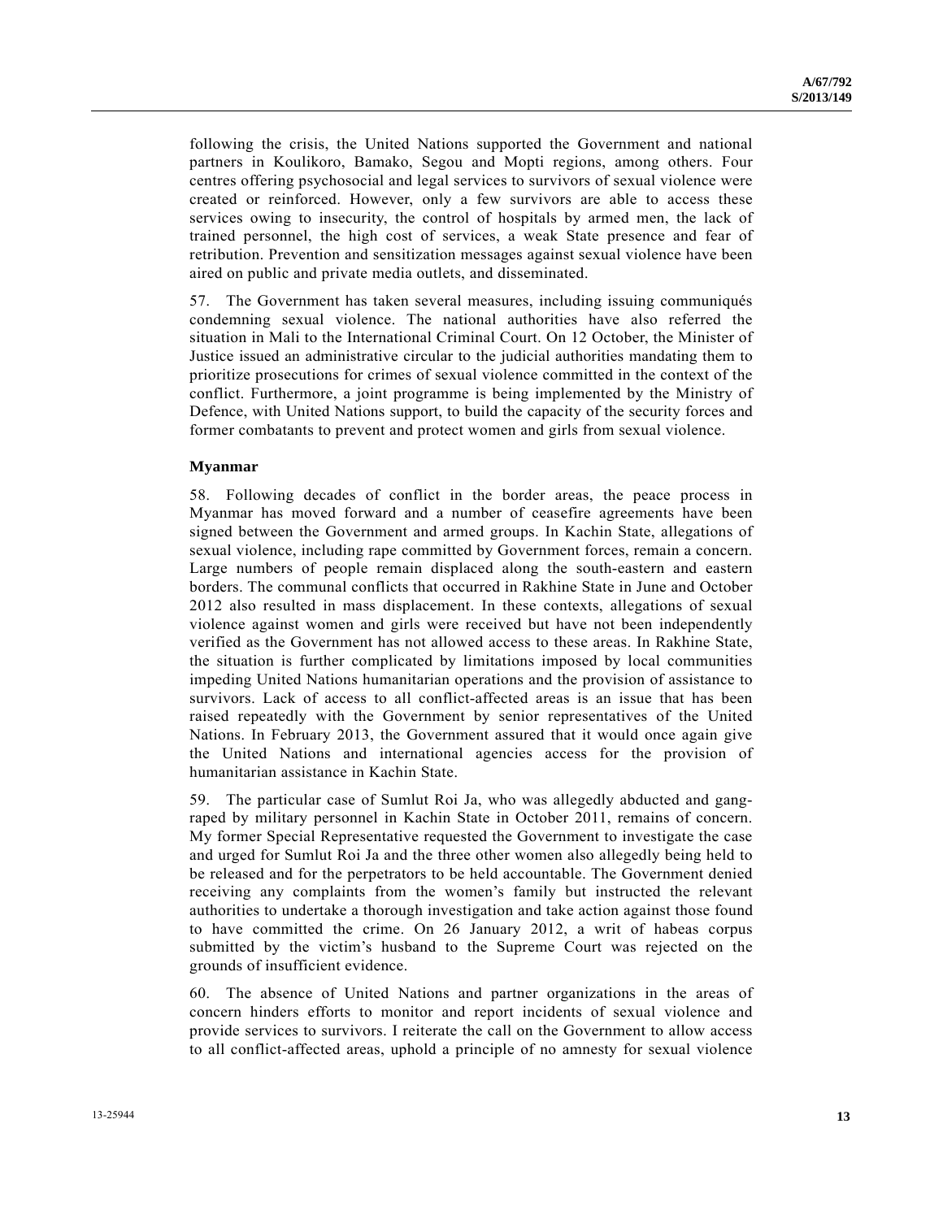following the crisis, the United Nations supported the Government and national partners in Koulikoro, Bamako, Segou and Mopti regions, among others. Four centres offering psychosocial and legal services to survivors of sexual violence were created or reinforced. However, only a few survivors are able to access these services owing to insecurity, the control of hospitals by armed men, the lack of trained personnel, the high cost of services, a weak State presence and fear of retribution. Prevention and sensitization messages against sexual violence have been aired on public and private media outlets, and disseminated.

57. The Government has taken several measures, including issuing communiqués condemning sexual violence. The national authorities have also referred the situation in Mali to the International Criminal Court. On 12 October, the Minister of Justice issued an administrative circular to the judicial authorities mandating them to prioritize prosecutions for crimes of sexual violence committed in the context of the conflict. Furthermore, a joint programme is being implemented by the Ministry of Defence, with United Nations support, to build the capacity of the security forces and former combatants to prevent and protect women and girls from sexual violence.

### Myanmar

58. Following decades of conflict in the border areas, the peace process in Myanmar has moved forward and a number of ceasefire agreements have been signed between the Government and armed groups. In Kachin State, allegations of sexual violence, including rape committed by Government forces, remain a concern. Large numbers of people remain displaced along the south-eastern and eastern borders. The communal conflicts that occurred in Rakhine State in June and October 2012 also resulted in mass displacement. In these contexts, allegations of sexual violence against women and girls were received but have not been independently verified as the Government has not allowed access to these areas. In Rakhine State, the situation is further complicated by limitations imposed by local communities impeding United Nations humanitarian operations and the provision of assistance to survivors. Lack of access to all conflict-affected areas is an issue that has been raised repeatedly with the Government by senior representatives of the United Nations. In February 2013, the Government assured that it would once again give the United Nations and international agencies access for the provision of humanitarian assistance in Kachin State.

59. The particular case of Sumlut Roi Ja, who was allegedly abducted and gang-raped by military personnel in Kachin State in October 2011, remains of concern. My former Special Representative requested the Government to investigate the case and urged for Sumlut Roi Ja and the three other women also allegedly being held to be released and for the perpetrators to be held accountable. The Government denied receiving any complaints from the women's family but instructed the relevant authorities to undertake a thorough investigation and take action against those found to have committed the crime. On 26 January 2012, a writ of habeas corpus submitted by the victim's husband to the Supreme Court was rejected on the grounds of insufficient evidence.

60. The absence of United Nations and partner organizations in the areas of concern hinders efforts to monitor and report incidents of sexual violence and provide services to survivors. I reiterate the call on the Government to allow access to all conflict-affected areas, uphold a principle of no amnesty for sexual violence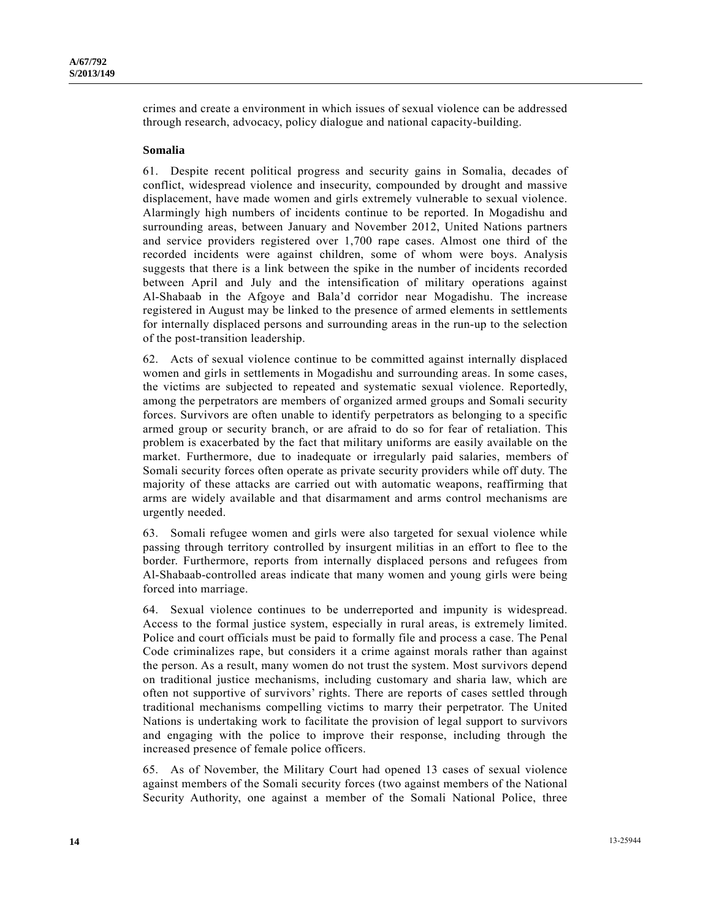crimes and create a environment in which issues of sexual violence can be addressed through research, advocacy, policy dialogue and national capacity-building.

**Somalia**

61. Despite recent political progress and security gains in Somalia, decades of conflict, widespread violence and insecurity, compounded by drought and massive displacement, have made women and girls extremely vulnerable to sexual violence. Alarmingly high numbers of incidents continue to be reported. In Mogadishu and surrounding areas, between January and November 2012, United Nations partners and service providers registered over 1,700 rape cases. Almost one third of the recorded incidents were against children, some of whom were boys. Analysis suggests that there is a link between the spike in the number of incidents recorded between April and July and the intensification of military operations against Al-Shabaab in the Afgoye and Bala'd corridor near Mogadishu. The increase registered in August may be linked to the presence of armed elements in settlements for internally displaced persons and surrounding areas in the run-up to the selection of the post-transition leadership.

62. Acts of sexual violence continue to be committed against internally displaced women and girls in settlements in Mogadishu and surrounding areas. In some cases, the victims are subjected to repeated and systematic sexual violence. Reportedly, among the perpetrators are members of organized armed groups and Somali security forces. Survivors are often unable to identify perpetrators as belonging to a specific armed group or security branch, or are afraid to do so for fear of retaliation. This problem is exacerbated by the fact that military uniforms are easily available on the market. Furthermore, due to inadequate or irregularly paid salaries, members of Somali security forces often operate as private security providers while off duty. The majority of these attacks are carried out with automatic weapons, reaffirming that arms are widely available and that disarmament and arms control mechanisms are urgently needed.

63. Somali refugee women and girls were also targeted for sexual violence while passing through territory controlled by insurgent militias in an effort to flee to the border. Furthermore, reports from internally displaced persons and refugees from Al-Shabaab-controlled areas indicate that many women and young girls were being forced into marriage.

64. Sexual violence continues to be underreported and impunity is widespread. Access to the formal justice system, especially in rural areas, is extremely limited. Police and court officials must be paid to formally file and process a case. The Penal Code criminalizes rape, but considers it a crime against morals rather than against the person. As a result, many women do not trust the system. Most survivors depend on traditional justice mechanisms, including customary and sharia law, which are often not supportive of survivors' rights. There are reports of cases settled through traditional mechanisms compelling victims to marry their perpetrator. The United Nations is undertaking work to facilitate the provision of legal support to survivors and engaging with the police to improve their response, including through the increased presence of female police officers.

65. As of November, the Military Court had opened 13 cases of sexual violence against members of the Somali security forces (two against members of the National Security Authority, one against a member of the Somali National Police, three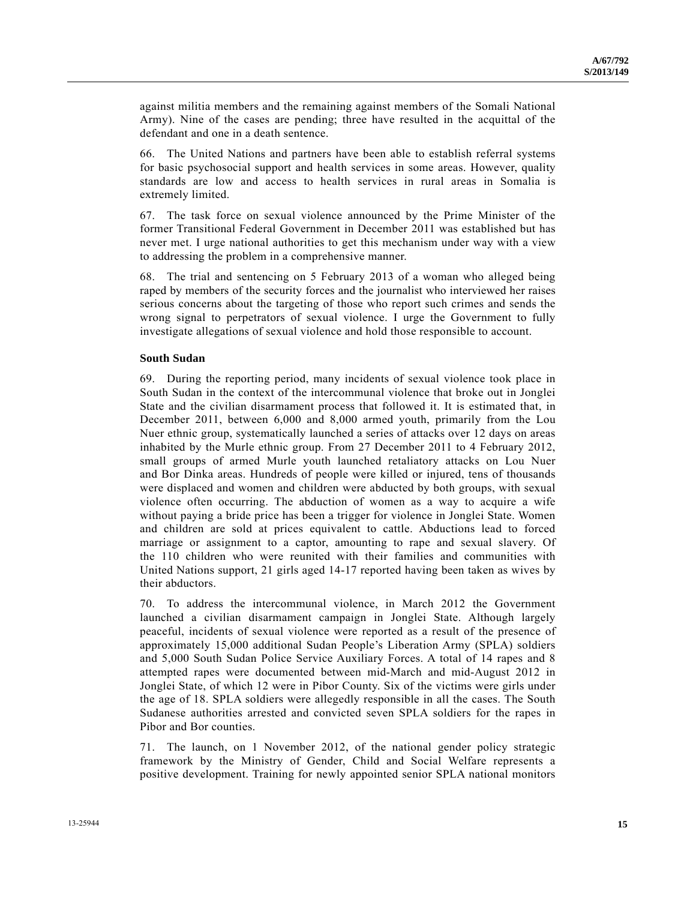against militia members and the remaining against members of the Somali National Army). Nine of the cases are pending; three have resulted in the acquittal of the defendant and one in a death sentence.

66. The United Nations and partners have been able to establish referral systems for basic psychosocial support and health services in some areas. However, quality standards are low and access to health services in rural areas in Somalia is extremely limited.

67. The task force on sexual violence announced by the Prime Minister of the former Transitional Federal Government in December 2011 was established but has never met. I urge national authorities to get this mechanism under way with a view to addressing the problem in a comprehensive manner.

68. The trial and sentencing on 5 February 2013 of a woman who alleged being raped by members of the security forces and the journalist who interviewed her raises serious concerns about the targeting of those who report such crimes and sends the wrong signal to perpetrators of sexual violence. I urge the Government to fully investigate allegations of sexual violence and hold those responsible to account.

**South Sudan**

69. During the reporting period, many incidents of sexual violence took place in South Sudan in the context of the intercommunal violence that broke out in Jonglei State and the civilian disarmament process that followed it. It is estimated that, in December 2011, between 6,000 and 8,000 armed youth, primarily from the Lou Nuer ethnic group, systematically launched a series of attacks over 12 days on areas inhabited by the Murle ethnic group. From 27 December 2011 to 4 February 2012, small groups of armed Murle youth launched retaliatory attacks on Lou Nuer and Bor Dinka areas. Hundreds of people were killed or injured, tens of thousands were displaced and women and children were abducted by both groups, with sexual violence often occurring. The abduction of women as a way to acquire a wife without paying a bride price has been a trigger for violence in Jonglei State. Women and children are sold at prices equivalent to cattle. Abductions lead to forced marriage or assignment to a captor, amounting to rape and sexual slavery. Of the 110 children who were reunited with their families and communities with United Nations support, 21 girls aged 14-17 reported having been taken as wives by their abductors.

70. To address the intercommunal violence, in March 2012 the Government launched a civilian disarmament campaign in Jonglei State. Although largely peaceful, incidents of sexual violence were reported as a result of the presence of approximately 15,000 additional Sudan People's Liberation Army (SPLA) soldiers and 5,000 South Sudan Police Service Auxiliary Forces. A total of 14 rapes and 8 attempted rapes were documented between mid-March and mid-August 2012 in Jonglei State, of which 12 were in Pibor County. Six of the victims were girls under the age of 18. SPLA soldiers were allegedly responsible in all the cases. The South Sudanese authorities arrested and convicted seven SPLA soldiers for the rapes in Pibor and Bor counties.

71. The launch, on 1 November 2012, of the national gender policy strategic framework by the Ministry of Gender, Child and Social Welfare represents a positive development. Training for newly appointed senior SPLA national monitors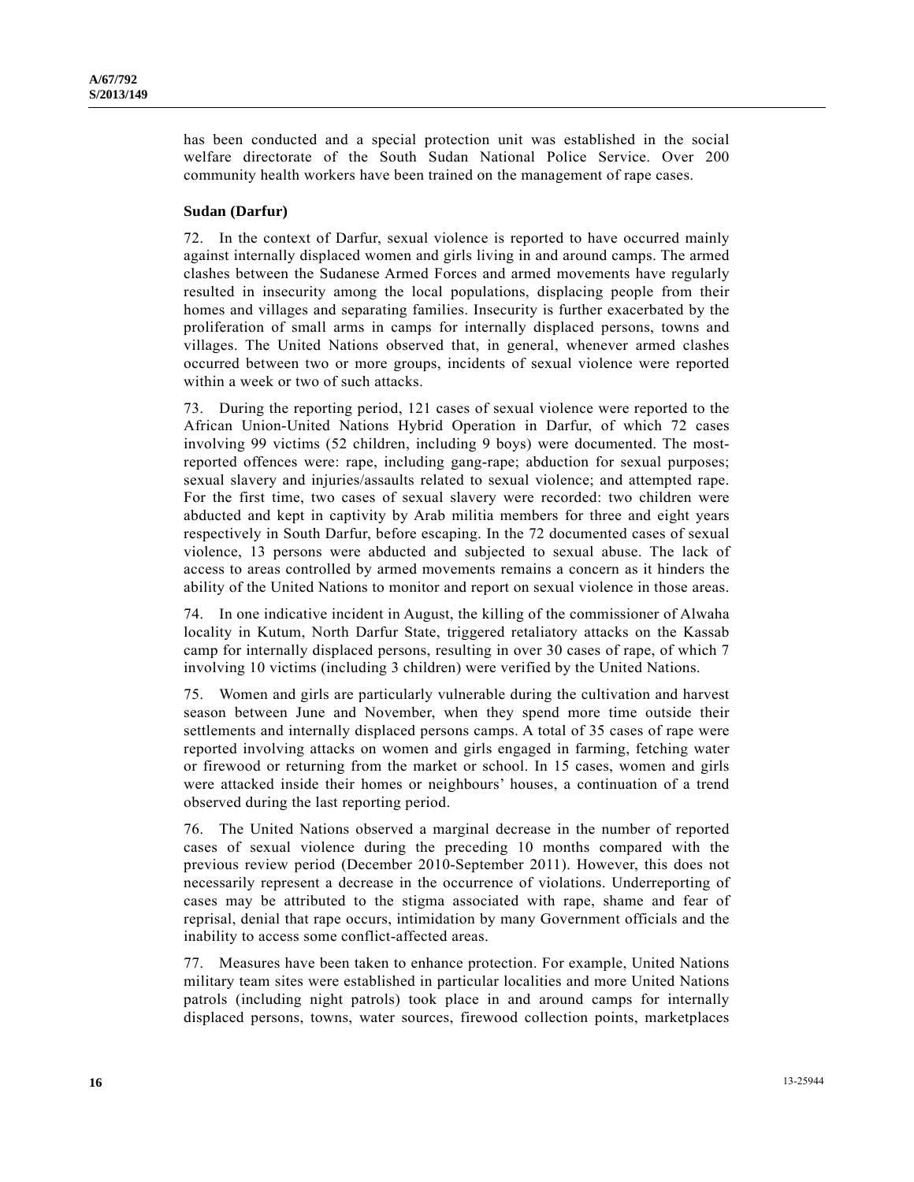has been conducted and a special protection unit was established in the social welfare directorate of the South Sudan National Police Service. Over 200 community health workers have been trained on the management of rape cases.

**Sudan (Darfur)**

72. In the context of Darfur, sexual violence is reported to have occurred mainly against internally displaced women and girls living in and around camps. The armed clashes between the Sudanese Armed Forces and armed movements have regularly resulted in insecurity among the local populations, displacing people from their homes and villages and separating families. Insecurity is further exacerbated by the proliferation of small arms in camps for internally displaced persons, towns and villages. The United Nations observed that, in general, whenever armed clashes occurred between two or more groups, incidents of sexual violence were reported within a week or two of such attacks.

73. During the reporting period, 121 cases of sexual violence were reported to the African Union-United Nations Hybrid Operation in Darfur, of which 72 cases involving 99 victims (52 children, including 9 boys) were documented. The most-reported offences were: rape, including gang-rape; abduction for sexual purposes; sexual slavery and injuries/assaults related to sexual violence; and attempted rape. For the first time, two cases of sexual slavery were recorded: two children were abducted and kept in captivity by Arab militia members for three and eight years respectively in South Darfur, before escaping. In the 72 documented cases of sexual violence, 13 persons were abducted and subjected to sexual abuse. The lack of access to areas controlled by armed movements remains a concern as it hinders the ability of the United Nations to monitor and report on sexual violence in those areas.

74. In one indicative incident in August, the killing of the commissioner of Alwaha locality in Kutum, North Darfur State, triggered retaliatory attacks on the Kassab camp for internally displaced persons, resulting in over 30 cases of rape, of which 7 involving 10 victims (including 3 children) were verified by the United Nations.

75. Women and girls are particularly vulnerable during the cultivation and harvest season between June and November, when they spend more time outside their settlements and internally displaced persons camps. A total of 35 cases of rape were reported involving attacks on women and girls engaged in farming, fetching water or firewood or returning from the market or school. In 15 cases, women and girls were attacked inside their homes or neighbours' houses, a continuation of a trend observed during the last reporting period.

76. The United Nations observed a marginal decrease in the number of reported cases of sexual violence during the preceding 10 months compared with the previous review period (December 2010-September 2011). However, this does not necessarily represent a decrease in the occurrence of violations. Underreporting of cases may be attributed to the stigma associated with rape, shame and fear of reprisal, denial that rape occurs, intimidation by many Government officials and the inability to access some conflict-affected areas.

77. Measures have been taken to enhance protection. For example, United Nations military team sites were established in particular localities and more United Nations patrols (including night patrols) took place in and around camps for internally displaced persons, towns, water sources, firewood collection points, marketplaces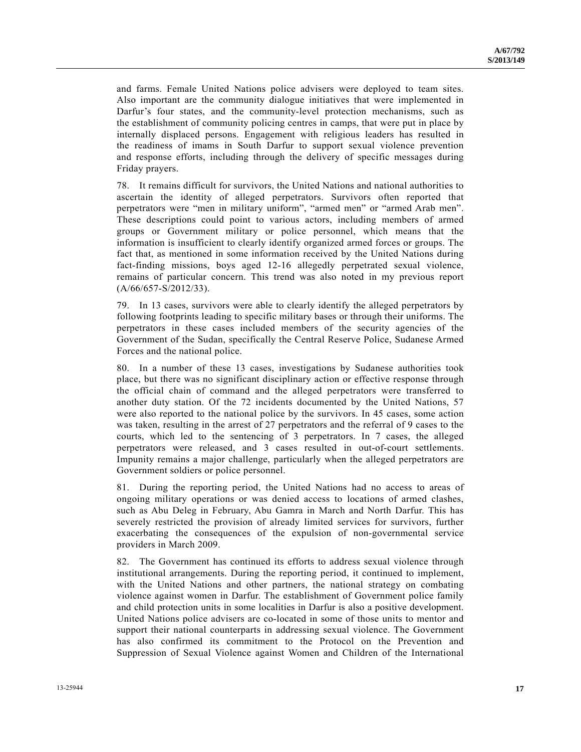and farms. Female United Nations police advisers were deployed to team sites. Also important are the community dialogue initiatives that were implemented in Darfur's four states, and the community-level protection mechanisms, such as the establishment of community policing centres in camps, that were put in place by internally displaced persons. Engagement with religious leaders has resulted in the readiness of imams in South Darfur to support sexual violence prevention and response efforts, including through the delivery of specific messages during Friday prayers.

78. It remains difficult for survivors, the United Nations and national authorities to ascertain the identity of alleged perpetrators. Survivors often reported that perpetrators were "men in military uniform", "armed men" or "armed Arab men". These descriptions could point to various actors, including members of armed groups or Government military or police personnel, which means that the information is insufficient to clearly identify organized armed forces or groups. The fact that, as mentioned in some information received by the United Nations during fact-finding missions, boys aged 12-16 allegedly perpetrated sexual violence, remains of particular concern. This trend was also noted in my previous report (A/66/657-S/2012/33).

79. In 13 cases, survivors were able to clearly identify the alleged perpetrators by following footprints leading to specific military bases or through their uniforms. The perpetrators in these cases included members of the security agencies of the Government of the Sudan, specifically the Central Reserve Police, Sudanese Armed Forces and the national police.

80. In a number of these 13 cases, investigations by Sudanese authorities took place, but there was no significant disciplinary action or effective response through the official chain of command and the alleged perpetrators were transferred to another duty station. Of the 72 incidents documented by the United Nations, 57 were also reported to the national police by the survivors. In 45 cases, some action was taken, resulting in the arrest of 27 perpetrators and the referral of 9 cases to the courts, which led to the sentencing of 3 perpetrators. In 7 cases, the alleged perpetrators were released, and 3 cases resulted in out-of-court settlements. Impunity remains a major challenge, particularly when the alleged perpetrators are Government soldiers or police personnel.

81. During the reporting period, the United Nations had no access to areas of ongoing military operations or was denied access to locations of armed clashes, such as Abu Deleg in February, Abu Gamra in March and North Darfur. This has severely restricted the provision of already limited services for survivors, further exacerbating the consequences of the expulsion of non-governmental service providers in March 2009.

82. The Government has continued its efforts to address sexual violence through institutional arrangements. During the reporting period, it continued to implement, with the United Nations and other partners, the national strategy on combating violence against women in Darfur. The establishment of Government police family and child protection units in some localities in Darfur is also a positive development. United Nations police advisers are co-located in some of those units to mentor and support their national counterparts in addressing sexual violence. The Government has also confirmed its commitment to the Protocol on the Prevention and Suppression of Sexual Violence against Women and Children of the International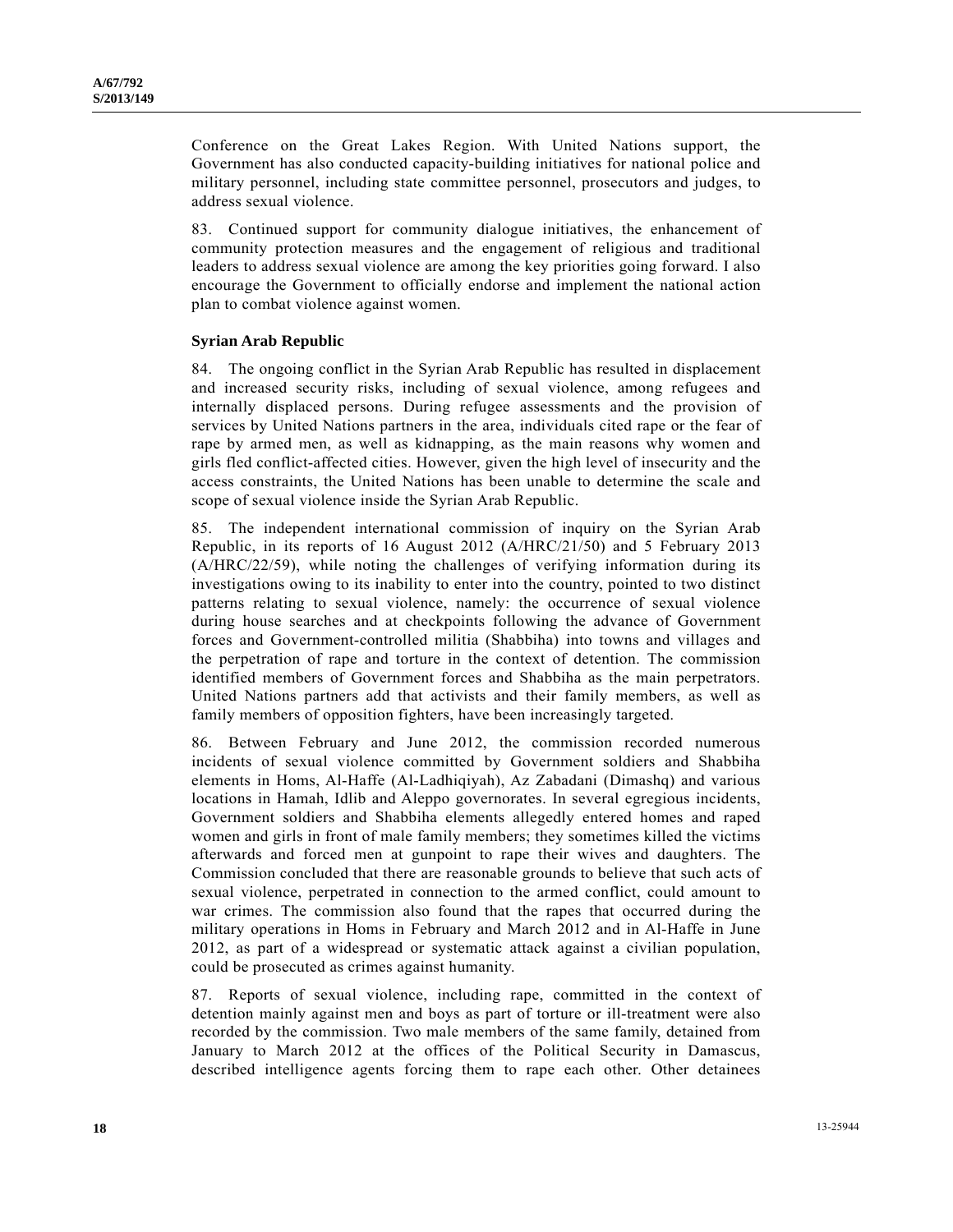Conference on the Great Lakes Region. With United Nations support, the Government has also conducted capacity-building initiatives for national police and military personnel, including state committee personnel, prosecutors and judges, to address sexual violence.

83. Continued support for community dialogue initiatives, the enhancement of community protection measures and the engagement of religious and traditional leaders to address sexual violence are among the key priorities going forward. I also encourage the Government to officially endorse and implement the national action plan to combat violence against women.

### Syrian Arab Republic

84. The ongoing conflict in the Syrian Arab Republic has resulted in displacement and increased security risks, including of sexual violence, among refugees and internally displaced persons. During refugee assessments and the provision of services by United Nations partners in the area, individuals cited rape or the fear of rape by armed men, as well as kidnapping, as the main reasons why women and girls fled conflict-affected cities. However, given the high level of insecurity and the access constraints, the United Nations has been unable to determine the scale and scope of sexual violence inside the Syrian Arab Republic.

85. The independent international commission of inquiry on the Syrian Arab Republic, in its reports of 16 August 2012 (A/HRC/21/50) and 5 February 2013 (A/HRC/22/59), while noting the challenges of verifying information during its investigations owing to its inability to enter into the country, pointed to two distinct patterns relating to sexual violence, namely: the occurrence of sexual violence during house searches and at checkpoints following the advance of Government forces and Government-controlled militia (Shabbiha) into towns and villages and the perpetration of rape and torture in the context of detention. The commission identified members of Government forces and Shabbiha as the main perpetrators. United Nations partners add that activists and their family members, as well as family members of opposition fighters, have been increasingly targeted.

86. Between February and June 2012, the commission recorded numerous incidents of sexual violence committed by Government soldiers and Shabbiha elements in Homs, Al-Haffe (Al-Ladhiqiyah), Az Zabadani (Dimashq) and various locations in Hamah, Idlib and Aleppo governorates. In several egregious incidents, Government soldiers and Shabbiha elements allegedly entered homes and raped women and girls in front of male family members; they sometimes killed the victims afterwards and forced men at gunpoint to rape their wives and daughters. The Commission concluded that there are reasonable grounds to believe that such acts of sexual violence, perpetrated in connection to the armed conflict, could amount to war crimes. The commission also found that the rapes that occurred during the military operations in Homs in February and March 2012 and in Al-Haffe in June 2012, as part of a widespread or systematic attack against a civilian population, could be prosecuted as crimes against humanity.

87. Reports of sexual violence, including rape, committed in the context of detention mainly against men and boys as part of torture or ill-treatment were also recorded by the commission. Two male members of the same family, detained from January to March 2012 at the offices of the Political Security in Damascus, described intelligence agents forcing them to rape each other. Other detainees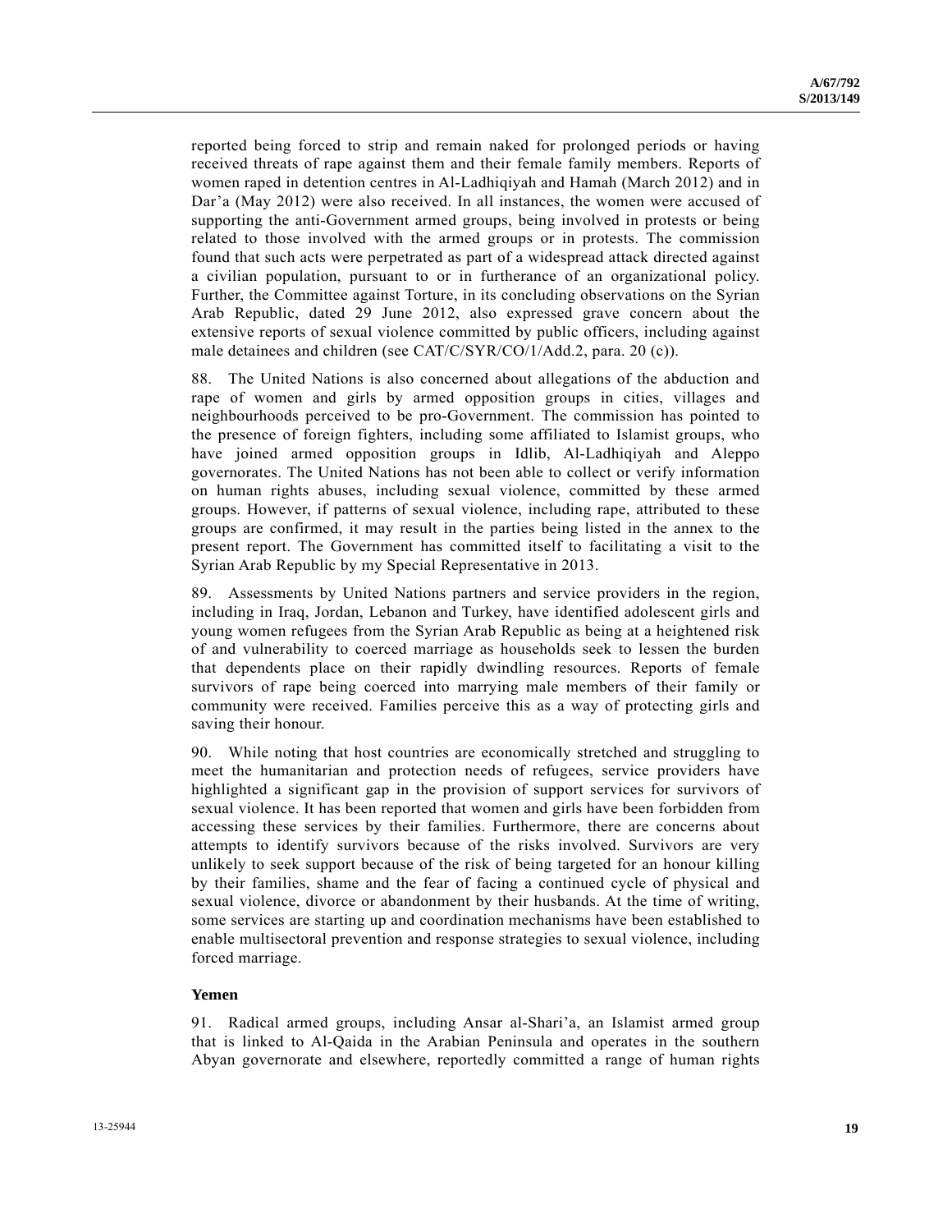reported being forced to strip and remain naked for prolonged periods or having received threats of rape against them and their female family members. Reports of women raped in detention centres in Al-Ladhiqiyah and Hamah (March 2012) and in Dar'a (May 2012) were also received. In all instances, the women were accused of supporting the anti-Government armed groups, being involved in protests or being related to those involved with the armed groups or in protests. The commission found that such acts were perpetrated as part of a widespread attack directed against a civilian population, pursuant to or in furtherance of an organizational policy. Further, the Committee against Torture, in its concluding observations on the Syrian Arab Republic, dated 29 June 2012, also expressed grave concern about the extensive reports of sexual violence committed by public officers, including against male detainees and children (see CAT/C/SYR/CO/1/Add.2, para. 20 (c)).

88. The United Nations is also concerned about allegations of the abduction and rape of women and girls by armed opposition groups in cities, villages and neighbourhoods perceived to be pro-Government. The commission has pointed to the presence of foreign fighters, including some affiliated to Islamist groups, who have joined armed opposition groups in Idlib, Al-Ladhiqiyah and Aleppo governorates. The United Nations has not been able to collect or verify information on human rights abuses, including sexual violence, committed by these armed groups. However, if patterns of sexual violence, including rape, attributed to these groups are confirmed, it may result in the parties being listed in the annex to the present report. The Government has committed itself to facilitating a visit to the Syrian Arab Republic by my Special Representative in 2013.

89. Assessments by United Nations partners and service providers in the region, including in Iraq, Jordan, Lebanon and Turkey, have identified adolescent girls and young women refugees from the Syrian Arab Republic as being at a heightened risk of and vulnerability to coerced marriage as households seek to lessen the burden that dependents place on their rapidly dwindling resources. Reports of female survivors of rape being coerced into marrying male members of their family or community were received. Families perceive this as a way of protecting girls and saving their honour.

90. While noting that host countries are economically stretched and struggling to meet the humanitarian and protection needs of refugees, service providers have highlighted a significant gap in the provision of support services for survivors of sexual violence. It has been reported that women and girls have been forbidden from accessing these services by their families. Furthermore, there are concerns about attempts to identify survivors because of the risks involved. Survivors are very unlikely to seek support because of the risk of being targeted for an honour killing by their families, shame and the fear of facing a continued cycle of physical and sexual violence, divorce or abandonment by their husbands. At the time of writing, some services are starting up and coordination mechanisms have been established to enable multisectoral prevention and response strategies to sexual violence, including forced marriage.

### Yemen

91. Radical armed groups, including Ansar al-Shari'a, an Islamist armed group that is linked to Al-Qaida in the Arabian Peninsula and operates in the southern Abyan governorate and elsewhere, reportedly committed a range of human rights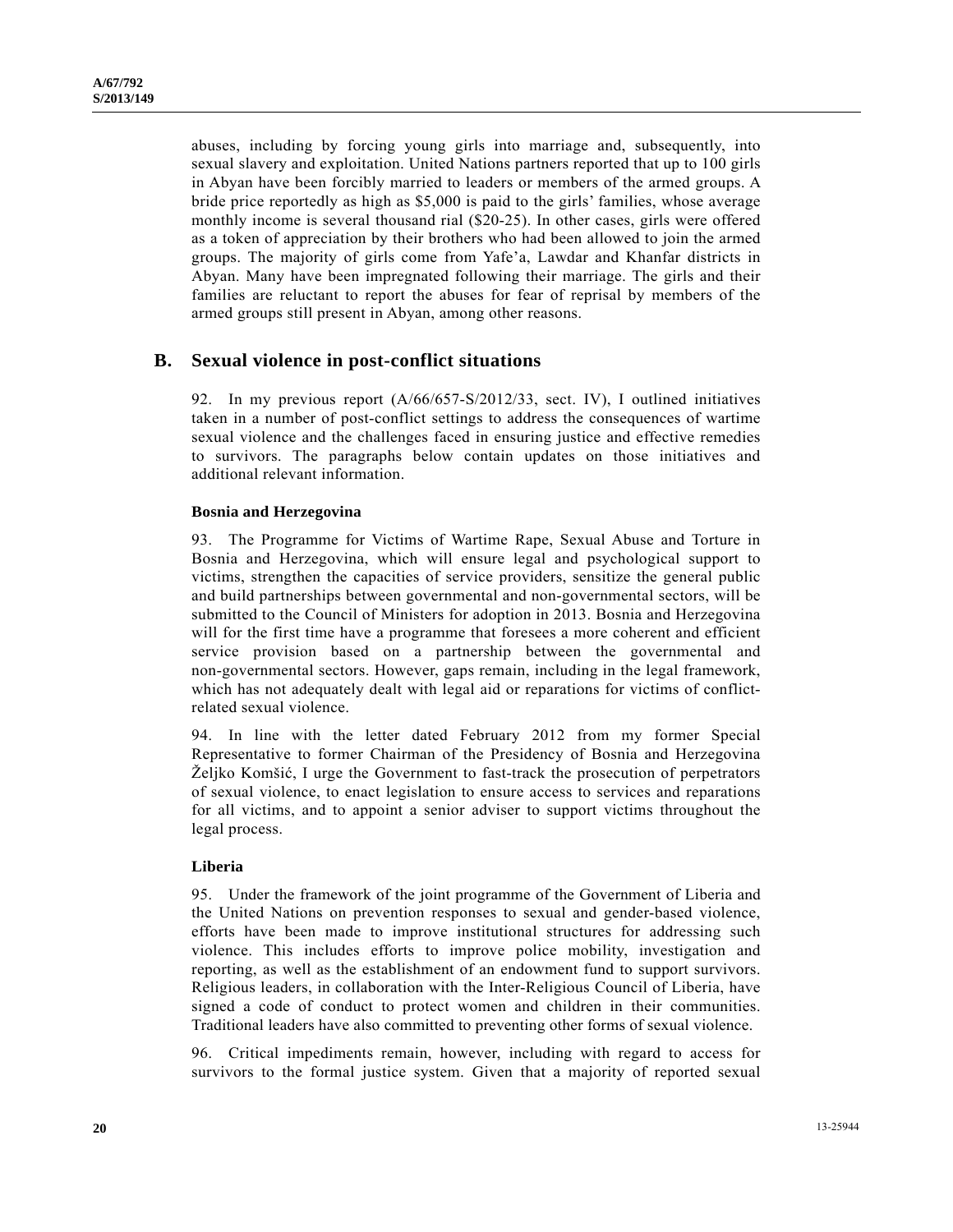abuses, including by forcing young girls into marriage and, subsequently, into sexual slavery and exploitation. United Nations partners reported that up to 100 girls in Abyan have been forcibly married to leaders or members of the armed groups. A bride price reportedly as high as $5,000 is paid to the girls' families, whose average monthly income is several thousand rial ($20-25). In other cases, girls were offered as a token of appreciation by their brothers who had been allowed to join the armed groups. The majority of girls come from Yafe'a, Lawdar and Khanfar districts in Abyan. Many have been impregnated following their marriage. The girls and their families are reluctant to report the abuses for fear of reprisal by members of the armed groups still present in Abyan, among other reasons.

## B. Sexual violence in post-conflict situations

92. In my previous report (A/66/657-S/2012/33, sect. IV), I outlined initiatives taken in a number of post-conflict settings to address the consequences of wartime sexual violence and the challenges faced in ensuring justice and effective remedies to survivors. The paragraphs below contain updates on those initiatives and additional relevant information.

### Bosnia and Herzegovina

93. The Programme for Victims of Wartime Rape, Sexual Abuse and Torture in Bosnia and Herzegovina, which will ensure legal and psychological support to victims, strengthen the capacities of service providers, sensitize the general public and build partnerships between governmental and non-governmental sectors, will be submitted to the Council of Ministers for adoption in 2013. Bosnia and Herzegovina will for the first time have a programme that foresees a more coherent and efficient service provision based on a partnership between the governmental and non-governmental sectors. However, gaps remain, including in the legal framework, which has not adequately dealt with legal aid or reparations for victims of conflict-related sexual violence.

94. In line with the letter dated February 2012 from my former Special Representative to former Chairman of the Presidency of Bosnia and Herzegovina Željko Komšić, I urge the Government to fast-track the prosecution of perpetrators of sexual violence, to enact legislation to ensure access to services and reparations for all victims, and to appoint a senior adviser to support victims throughout the legal process.

### Liberia

95. Under the framework of the joint programme of the Government of Liberia and the United Nations on prevention responses to sexual and gender-based violence, efforts have been made to improve institutional structures for addressing such violence. This includes efforts to improve police mobility, investigation and reporting, as well as the establishment of an endowment fund to support survivors. Religious leaders, in collaboration with the Inter-Religious Council of Liberia, have signed a code of conduct to protect women and children in their communities. Traditional leaders have also committed to preventing other forms of sexual violence.

96. Critical impediments remain, however, including with regard to access for survivors to the formal justice system. Given that a majority of reported sexual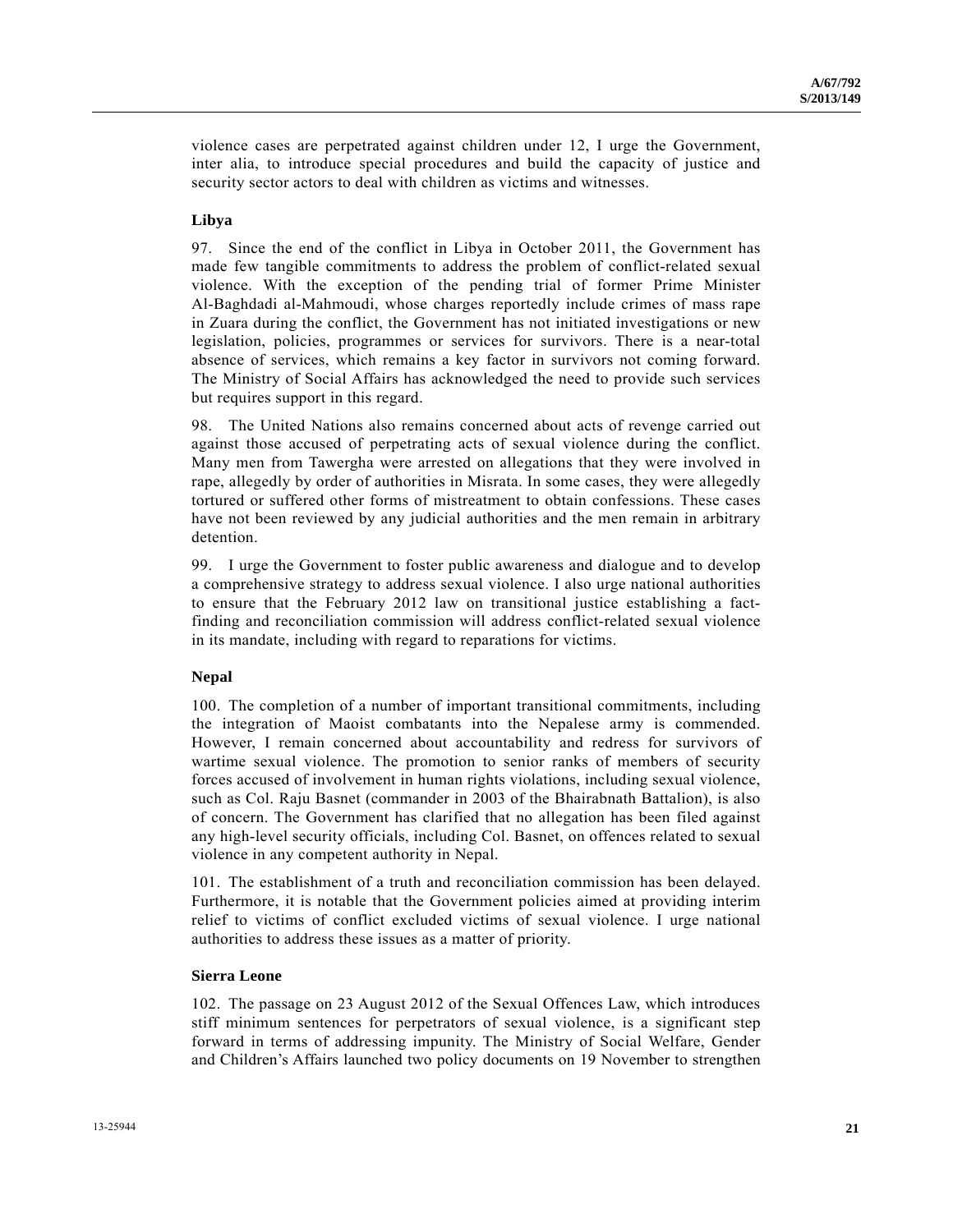violence cases are perpetrated against children under 12, I urge the Government, inter alia, to introduce special procedures and build the capacity of justice and security sector actors to deal with children as victims and witnesses.

### Libya

97. Since the end of the conflict in Libya in October 2011, the Government has made few tangible commitments to address the problem of conflict-related sexual violence. With the exception of the pending trial of former Prime Minister Al-Baghdadi al-Mahmoudi, whose charges reportedly include crimes of mass rape in Zuara during the conflict, the Government has not initiated investigations or new legislation, policies, programmes or services for survivors. There is a near-total absence of services, which remains a key factor in survivors not coming forward. The Ministry of Social Affairs has acknowledged the need to provide such services but requires support in this regard.

98. The United Nations also remains concerned about acts of revenge carried out against those accused of perpetrating acts of sexual violence during the conflict. Many men from Tawergha were arrested on allegations that they were involved in rape, allegedly by order of authorities in Misrata. In some cases, they were allegedly tortured or suffered other forms of mistreatment to obtain confessions. These cases have not been reviewed by any judicial authorities and the men remain in arbitrary detention.

99. I urge the Government to foster public awareness and dialogue and to develop a comprehensive strategy to address sexual violence. I also urge national authorities to ensure that the February 2012 law on transitional justice establishing a fact-finding and reconciliation commission will address conflict-related sexual violence in its mandate, including with regard to reparations for victims.

### Nepal

100. The completion of a number of important transitional commitments, including the integration of Maoist combatants into the Nepalese army is commended. However, I remain concerned about accountability and redress for survivors of wartime sexual violence. The promotion to senior ranks of members of security forces accused of involvement in human rights violations, including sexual violence, such as Col. Raju Basnet (commander in 2003 of the Bhairabnath Battalion), is also of concern. The Government has clarified that no allegation has been filed against any high-level security officials, including Col. Basnet, on offences related to sexual violence in any competent authority in Nepal.

101. The establishment of a truth and reconciliation commission has been delayed. Furthermore, it is notable that the Government policies aimed at providing interim relief to victims of conflict excluded victims of sexual violence. I urge national authorities to address these issues as a matter of priority.

### Sierra Leone

102. The passage on 23 August 2012 of the Sexual Offences Law, which introduces stiff minimum sentences for perpetrators of sexual violence, is a significant step forward in terms of addressing impunity. The Ministry of Social Welfare, Gender and Children's Affairs launched two policy documents on 19 November to strengthen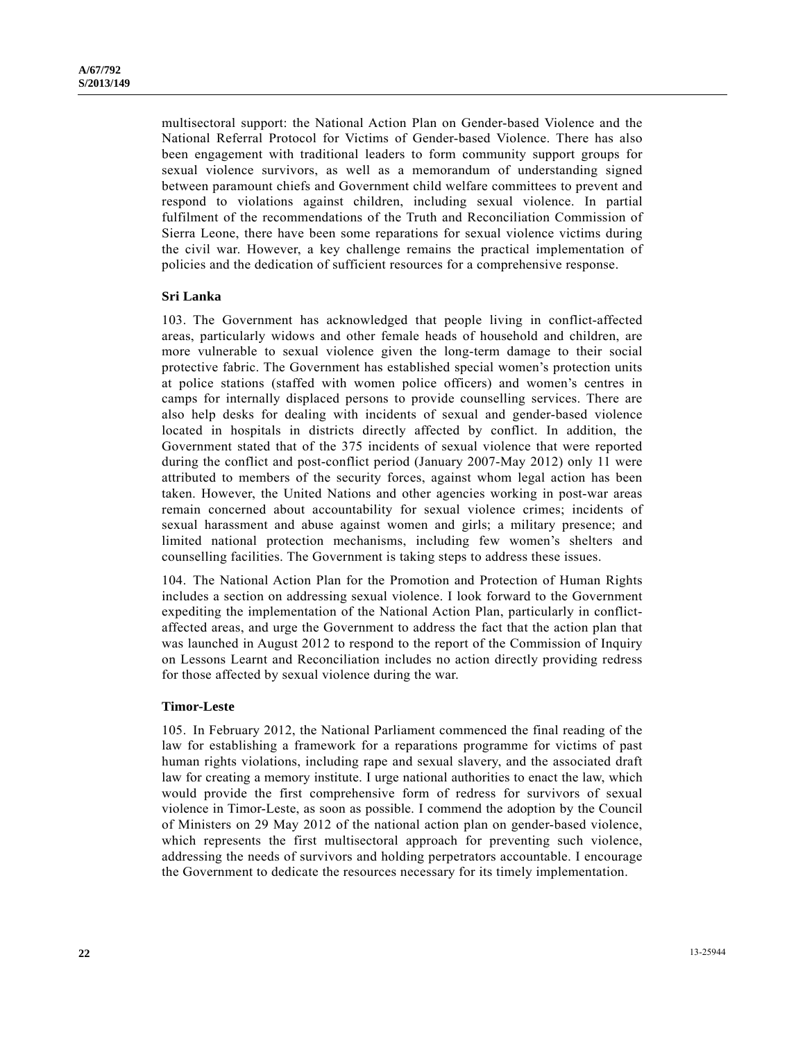multisectoral support: the National Action Plan on Gender-based Violence and the National Referral Protocol for Victims of Gender-based Violence. There has also been engagement with traditional leaders to form community support groups for sexual violence survivors, as well as a memorandum of understanding signed between paramount chiefs and Government child welfare committees to prevent and respond to violations against children, including sexual violence. In partial fulfilment of the recommendations of the Truth and Reconciliation Commission of Sierra Leone, there have been some reparations for sexual violence victims during the civil war. However, a key challenge remains the practical implementation of policies and the dedication of sufficient resources for a comprehensive response.

**Sri Lanka**

103. The Government has acknowledged that people living in conflict-affected areas, particularly widows and other female heads of household and children, are more vulnerable to sexual violence given the long-term damage to their social protective fabric. The Government has established special women's protection units at police stations (staffed with women police officers) and women's centres in camps for internally displaced persons to provide counselling services. There are also help desks for dealing with incidents of sexual and gender-based violence located in hospitals in districts directly affected by conflict. In addition, the Government stated that of the 375 incidents of sexual violence that were reported during the conflict and post-conflict period (January 2007-May 2012) only 11 were attributed to members of the security forces, against whom legal action has been taken. However, the United Nations and other agencies working in post-war areas remain concerned about accountability for sexual violence crimes; incidents of sexual harassment and abuse against women and girls; a military presence; and limited national protection mechanisms, including few women's shelters and counselling facilities. The Government is taking steps to address these issues.

104. The National Action Plan for the Promotion and Protection of Human Rights includes a section on addressing sexual violence. I look forward to the Government expediting the implementation of the National Action Plan, particularly in conflict-affected areas, and urge the Government to address the fact that the action plan that was launched in August 2012 to respond to the report of the Commission of Inquiry on Lessons Learnt and Reconciliation includes no action directly providing redress for those affected by sexual violence during the war.

**Timor-Leste**

105. In February 2012, the National Parliament commenced the final reading of the law for establishing a framework for a reparations programme for victims of past human rights violations, including rape and sexual slavery, and the associated draft law for creating a memory institute. I urge national authorities to enact the law, which would provide the first comprehensive form of redress for survivors of sexual violence in Timor-Leste, as soon as possible. I commend the adoption by the Council of Ministers on 29 May 2012 of the national action plan on gender-based violence, which represents the first multisectoral approach for preventing such violence, addressing the needs of survivors and holding perpetrators accountable. I encourage the Government to dedicate the resources necessary for its timely implementation.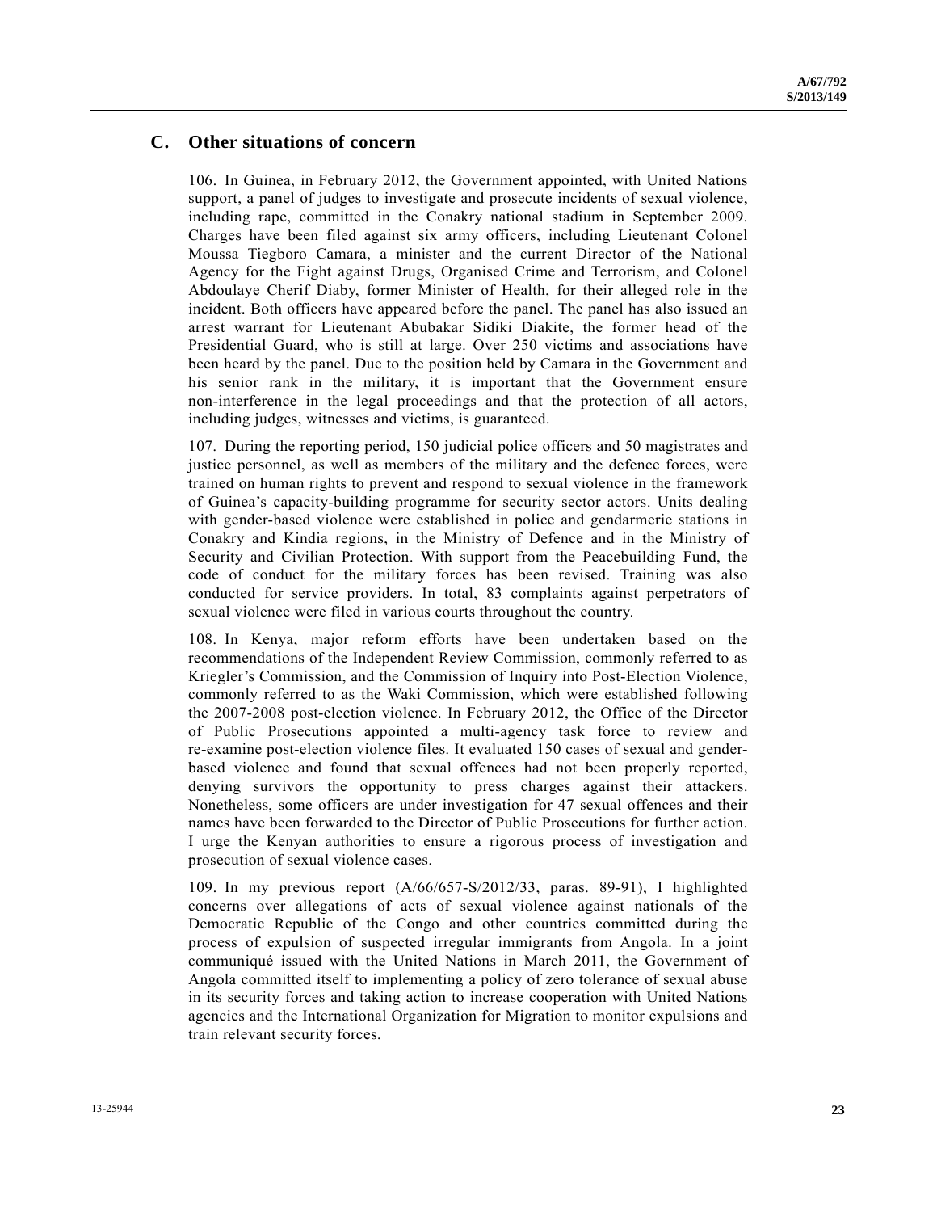## C. Other situations of concern

106. In Guinea, in February 2012, the Government appointed, with United Nations support, a panel of judges to investigate and prosecute incidents of sexual violence, including rape, committed in the Conakry national stadium in September 2009. Charges have been filed against six army officers, including Lieutenant Colonel Moussa Tiegboro Camara, a minister and the current Director of the National Agency for the Fight against Drugs, Organised Crime and Terrorism, and Colonel Abdoulaye Cherif Diaby, former Minister of Health, for their alleged role in the incident. Both officers have appeared before the panel. The panel has also issued an arrest warrant for Lieutenant Abubakar Sidiki Diakite, the former head of the Presidential Guard, who is still at large. Over 250 victims and associations have been heard by the panel. Due to the position held by Camara in the Government and his senior rank in the military, it is important that the Government ensure non-interference in the legal proceedings and that the protection of all actors, including judges, witnesses and victims, is guaranteed.

107. During the reporting period, 150 judicial police officers and 50 magistrates and justice personnel, as well as members of the military and the defence forces, were trained on human rights to prevent and respond to sexual violence in the framework of Guinea's capacity-building programme for security sector actors. Units dealing with gender-based violence were established in police and gendarmerie stations in Conakry and Kindia regions, in the Ministry of Defence and in the Ministry of Security and Civilian Protection. With support from the Peacebuilding Fund, the code of conduct for the military forces has been revised. Training was also conducted for service providers. In total, 83 complaints against perpetrators of sexual violence were filed in various courts throughout the country.

108. In Kenya, major reform efforts have been undertaken based on the recommendations of the Independent Review Commission, commonly referred to as Kriegler's Commission, and the Commission of Inquiry into Post-Election Violence, commonly referred to as the Waki Commission, which were established following the 2007-2008 post-election violence. In February 2012, the Office of the Director of Public Prosecutions appointed a multi-agency task force to review and re-examine post-election violence files. It evaluated 150 cases of sexual and gender-based violence and found that sexual offences had not been properly reported, denying survivors the opportunity to press charges against their attackers. Nonetheless, some officers are under investigation for 47 sexual offences and their names have been forwarded to the Director of Public Prosecutions for further action. I urge the Kenyan authorities to ensure a rigorous process of investigation and prosecution of sexual violence cases.

109. In my previous report (A/66/657-S/2012/33, paras. 89-91), I highlighted concerns over allegations of acts of sexual violence against nationals of the Democratic Republic of the Congo and other countries committed during the process of expulsion of suspected irregular immigrants from Angola. In a joint communiqué issued with the United Nations in March 2011, the Government of Angola committed itself to implementing a policy of zero tolerance of sexual abuse in its security forces and taking action to increase cooperation with United Nations agencies and the International Organization for Migration to monitor expulsions and train relevant security forces.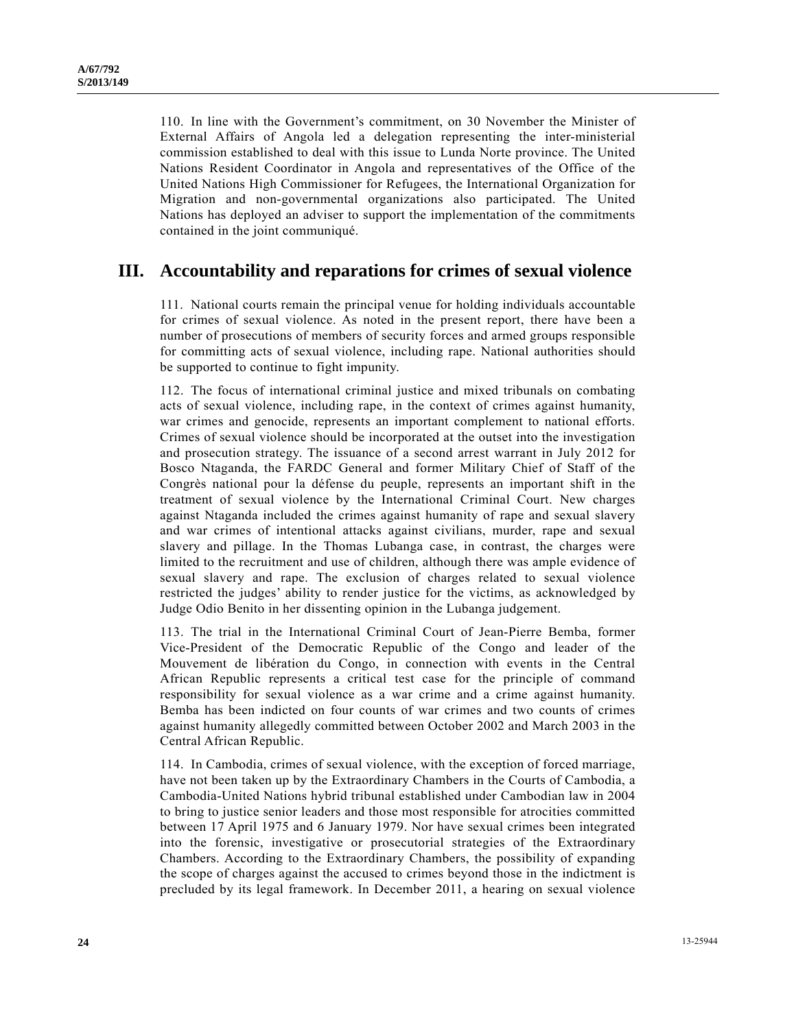110. In line with the Government's commitment, on 30 November the Minister of External Affairs of Angola led a delegation representing the inter-ministerial commission established to deal with this issue to Lunda Norte province. The United Nations Resident Coordinator in Angola and representatives of the Office of the United Nations High Commissioner for Refugees, the International Organization for Migration and non-governmental organizations also participated. The United Nations has deployed an adviser to support the implementation of the commitments contained in the joint communiqué.

## III. Accountability and reparations for crimes of sexual violence

111. National courts remain the principal venue for holding individuals accountable for crimes of sexual violence. As noted in the present report, there have been a number of prosecutions of members of security forces and armed groups responsible for committing acts of sexual violence, including rape. National authorities should be supported to continue to fight impunity.

112. The focus of international criminal justice and mixed tribunals on combating acts of sexual violence, including rape, in the context of crimes against humanity, war crimes and genocide, represents an important complement to national efforts. Crimes of sexual violence should be incorporated at the outset into the investigation and prosecution strategy. The issuance of a second arrest warrant in July 2012 for Bosco Ntaganda, the FARDC General and former Military Chief of Staff of the Congrès national pour la défense du peuple, represents an important shift in the treatment of sexual violence by the International Criminal Court. New charges against Ntaganda included the crimes against humanity of rape and sexual slavery and war crimes of intentional attacks against civilians, murder, rape and sexual slavery and pillage. In the Thomas Lubanga case, in contrast, the charges were limited to the recruitment and use of children, although there was ample evidence of sexual slavery and rape. The exclusion of charges related to sexual violence restricted the judges' ability to render justice for the victims, as acknowledged by Judge Odio Benito in her dissenting opinion in the Lubanga judgement.

113. The trial in the International Criminal Court of Jean-Pierre Bemba, former Vice-President of the Democratic Republic of the Congo and leader of the Mouvement de libération du Congo, in connection with events in the Central African Republic represents a critical test case for the principle of command responsibility for sexual violence as a war crime and a crime against humanity. Bemba has been indicted on four counts of war crimes and two counts of crimes against humanity allegedly committed between October 2002 and March 2003 in the Central African Republic.

114. In Cambodia, crimes of sexual violence, with the exception of forced marriage, have not been taken up by the Extraordinary Chambers in the Courts of Cambodia, a Cambodia-United Nations hybrid tribunal established under Cambodian law in 2004 to bring to justice senior leaders and those most responsible for atrocities committed between 17 April 1975 and 6 January 1979. Nor have sexual crimes been integrated into the forensic, investigative or prosecutorial strategies of the Extraordinary Chambers. According to the Extraordinary Chambers, the possibility of expanding the scope of charges against the accused to crimes beyond those in the indictment is precluded by its legal framework. In December 2011, a hearing on sexual violence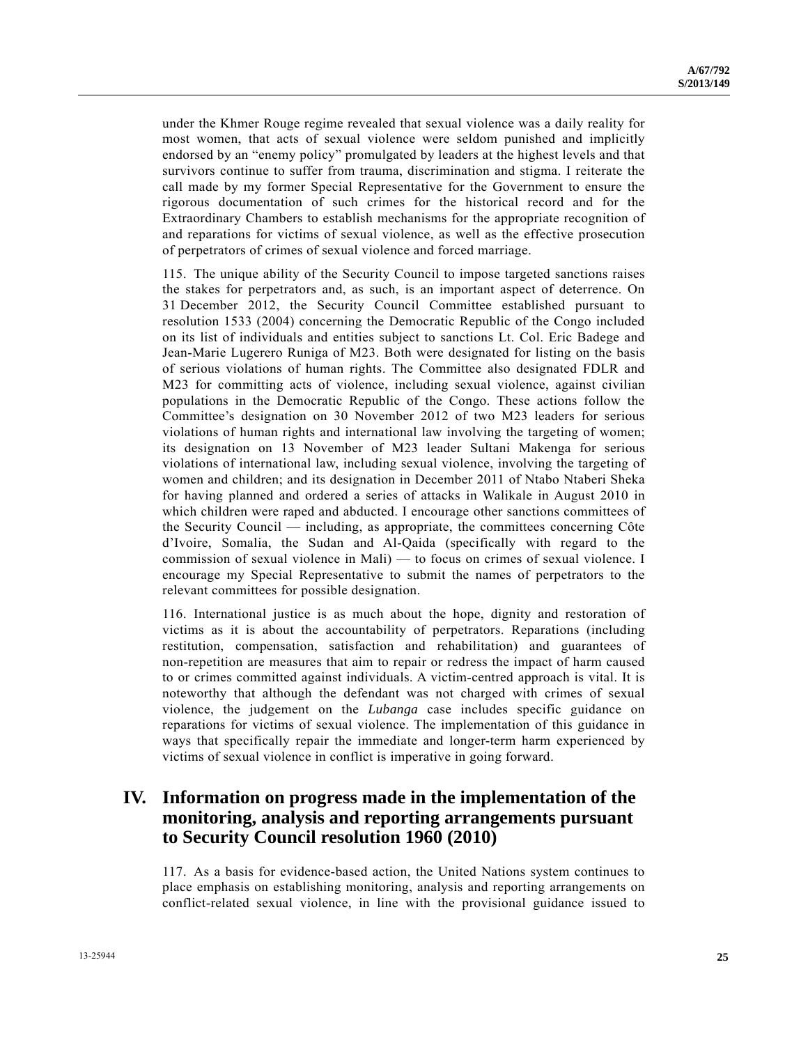under the Khmer Rouge regime revealed that sexual violence was a daily reality for most women, that acts of sexual violence were seldom punished and implicitly endorsed by an "enemy policy" promulgated by leaders at the highest levels and that survivors continue to suffer from trauma, discrimination and stigma. I reiterate the call made by my former Special Representative for the Government to ensure the rigorous documentation of such crimes for the historical record and for the Extraordinary Chambers to establish mechanisms for the appropriate recognition of and reparations for victims of sexual violence, as well as the effective prosecution of perpetrators of crimes of sexual violence and forced marriage.

115. The unique ability of the Security Council to impose targeted sanctions raises the stakes for perpetrators and, as such, is an important aspect of deterrence. On 31 December 2012, the Security Council Committee established pursuant to resolution 1533 (2004) concerning the Democratic Republic of the Congo included on its list of individuals and entities subject to sanctions Lt. Col. Eric Badege and Jean-Marie Lugerero Runiga of M23. Both were designated for listing on the basis of serious violations of human rights. The Committee also designated FDLR and M23 for committing acts of violence, including sexual violence, against civilian populations in the Democratic Republic of the Congo. These actions follow the Committee's designation on 30 November 2012 of two M23 leaders for serious violations of human rights and international law involving the targeting of women; its designation on 13 November of M23 leader Sultani Makenga for serious violations of international law, including sexual violence, involving the targeting of women and children; and its designation in December 2011 of Ntabo Ntaberi Sheka for having planned and ordered a series of attacks in Walikale in August 2010 in which children were raped and abducted. I encourage other sanctions committees of the Security Council — including, as appropriate, the committees concerning Côte d'Ivoire, Somalia, the Sudan and Al-Qaida (specifically with regard to the commission of sexual violence in Mali) — to focus on crimes of sexual violence. I encourage my Special Representative to submit the names of perpetrators to the relevant committees for possible designation.

116. International justice is as much about the hope, dignity and restoration of victims as it is about the accountability of perpetrators. Reparations (including restitution, compensation, satisfaction and rehabilitation) and guarantees of non-repetition are measures that aim to repair or redress the impact of harm caused to or crimes committed against individuals. A victim-centred approach is vital. It is noteworthy that although the defendant was not charged with crimes of sexual violence, the judgement on the *Lubanga* case includes specific guidance on reparations for victims of sexual violence. The implementation of this guidance in ways that specifically repair the immediate and longer-term harm experienced by victims of sexual violence in conflict is imperative in going forward.

# IV. Information on progress made in the implementation of the monitoring, analysis and reporting arrangements pursuant to Security Council resolution 1960 (2010)

117. As a basis for evidence-based action, the United Nations system continues to place emphasis on establishing monitoring, analysis and reporting arrangements on conflict-related sexual violence, in line with the provisional guidance issued to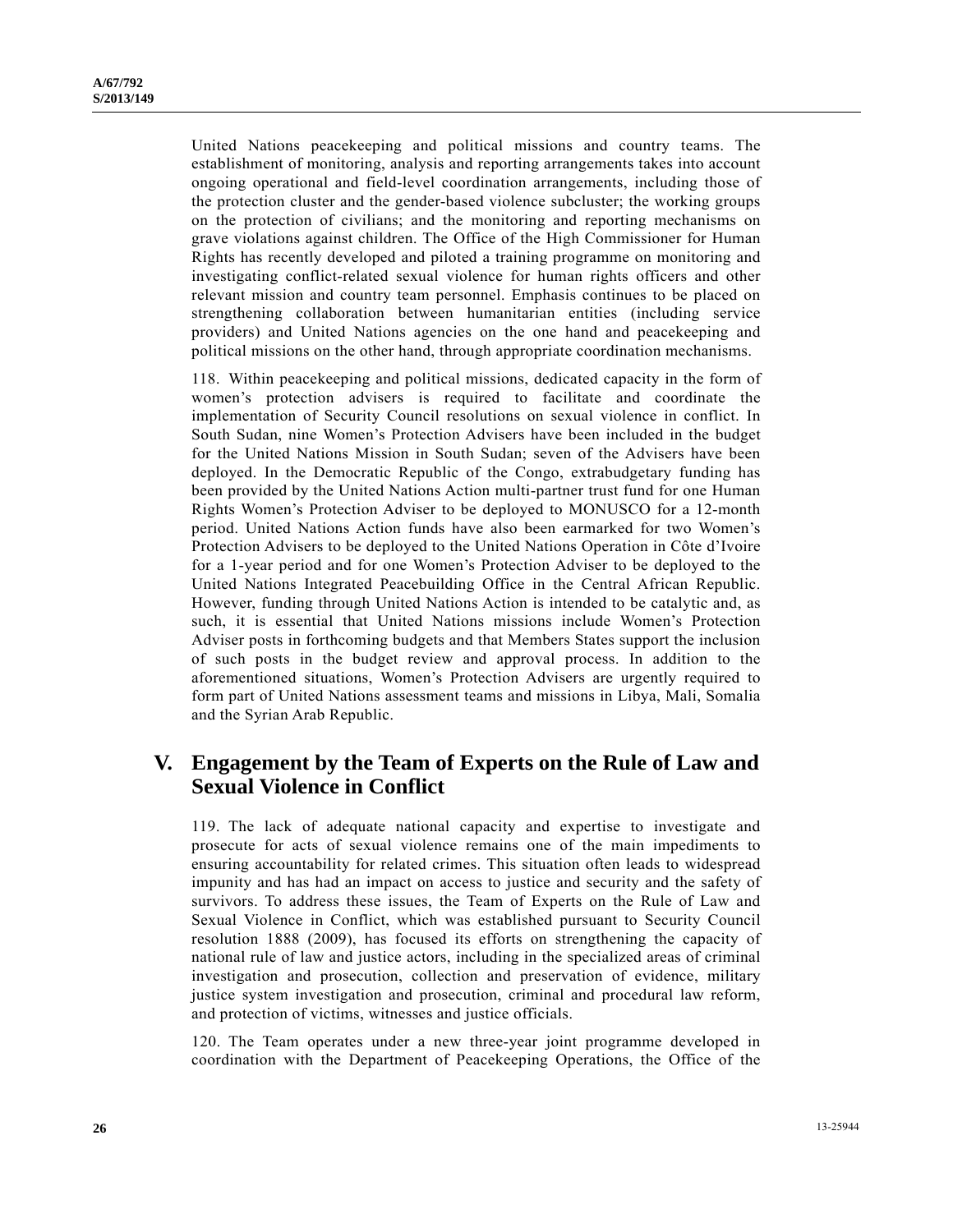United Nations peacekeeping and political missions and country teams. The establishment of monitoring, analysis and reporting arrangements takes into account ongoing operational and field-level coordination arrangements, including those of the protection cluster and the gender-based violence subcluster; the working groups on the protection of civilians; and the monitoring and reporting mechanisms on grave violations against children. The Office of the High Commissioner for Human Rights has recently developed and piloted a training programme on monitoring and investigating conflict-related sexual violence for human rights officers and other relevant mission and country team personnel. Emphasis continues to be placed on strengthening collaboration between humanitarian entities (including service providers) and United Nations agencies on the one hand and peacekeeping and political missions on the other hand, through appropriate coordination mechanisms.

118. Within peacekeeping and political missions, dedicated capacity in the form of women's protection advisers is required to facilitate and coordinate the implementation of Security Council resolutions on sexual violence in conflict. In South Sudan, nine Women's Protection Advisers have been included in the budget for the United Nations Mission in South Sudan; seven of the Advisers have been deployed. In the Democratic Republic of the Congo, extrabudgetary funding has been provided by the United Nations Action multi-partner trust fund for one Human Rights Women's Protection Adviser to be deployed to MONUSCO for a 12-month period. United Nations Action funds have also been earmarked for two Women's Protection Advisers to be deployed to the United Nations Operation in Côte d'Ivoire for a 1-year period and for one Women's Protection Adviser to be deployed to the United Nations Integrated Peacebuilding Office in the Central African Republic. However, funding through United Nations Action is intended to be catalytic and, as such, it is essential that United Nations missions include Women's Protection Adviser posts in forthcoming budgets and that Members States support the inclusion of such posts in the budget review and approval process. In addition to the aforementioned situations, Women's Protection Advisers are urgently required to form part of United Nations assessment teams and missions in Libya, Mali, Somalia and the Syrian Arab Republic.

## V. Engagement by the Team of Experts on the Rule of Law and Sexual Violence in Conflict

119. The lack of adequate national capacity and expertise to investigate and prosecute for acts of sexual violence remains one of the main impediments to ensuring accountability for related crimes. This situation often leads to widespread impunity and has had an impact on access to justice and security and the safety of survivors. To address these issues, the Team of Experts on the Rule of Law and Sexual Violence in Conflict, which was established pursuant to Security Council resolution 1888 (2009), has focused its efforts on strengthening the capacity of national rule of law and justice actors, including in the specialized areas of criminal investigation and prosecution, collection and preservation of evidence, military justice system investigation and prosecution, criminal and procedural law reform, and protection of victims, witnesses and justice officials.

120. The Team operates under a new three-year joint programme developed in coordination with the Department of Peacekeeping Operations, the Office of the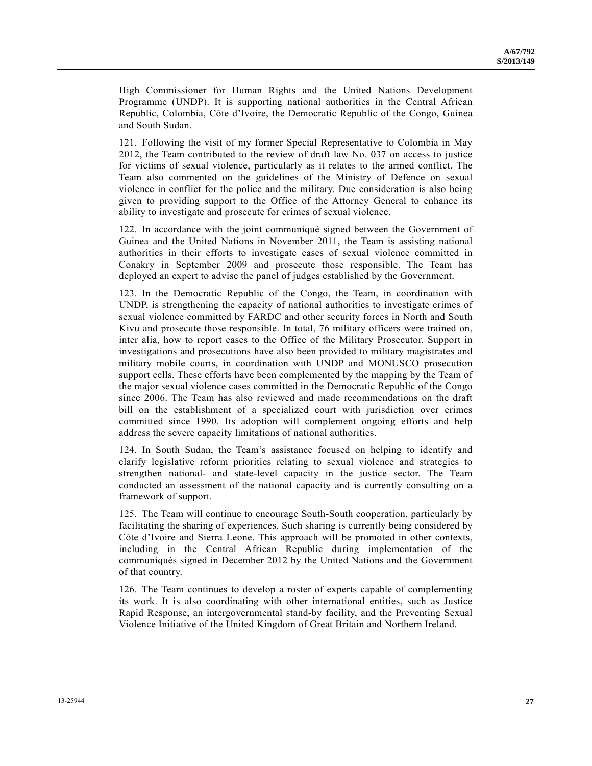High Commissioner for Human Rights and the United Nations Development Programme (UNDP). It is supporting national authorities in the Central African Republic, Colombia, Côte d'Ivoire, the Democratic Republic of the Congo, Guinea and South Sudan.

121. Following the visit of my former Special Representative to Colombia in May 2012, the Team contributed to the review of draft law No. 037 on access to justice for victims of sexual violence, particularly as it relates to the armed conflict. The Team also commented on the guidelines of the Ministry of Defence on sexual violence in conflict for the police and the military. Due consideration is also being given to providing support to the Office of the Attorney General to enhance its ability to investigate and prosecute for crimes of sexual violence.

122. In accordance with the joint communiqué signed between the Government of Guinea and the United Nations in November 2011, the Team is assisting national authorities in their efforts to investigate cases of sexual violence committed in Conakry in September 2009 and prosecute those responsible. The Team has deployed an expert to advise the panel of judges established by the Government.

123. In the Democratic Republic of the Congo, the Team, in coordination with UNDP, is strengthening the capacity of national authorities to investigate crimes of sexual violence committed by FARDC and other security forces in North and South Kivu and prosecute those responsible. In total, 76 military officers were trained on, inter alia, how to report cases to the Office of the Military Prosecutor. Support in investigations and prosecutions have also been provided to military magistrates and military mobile courts, in coordination with UNDP and MONUSCO prosecution support cells. These efforts have been complemented by the mapping by the Team of the major sexual violence cases committed in the Democratic Republic of the Congo since 2006. The Team has also reviewed and made recommendations on the draft bill on the establishment of a specialized court with jurisdiction over crimes committed since 1990. Its adoption will complement ongoing efforts and help address the severe capacity limitations of national authorities.

124. In South Sudan, the Team's assistance focused on helping to identify and clarify legislative reform priorities relating to sexual violence and strategies to strengthen national- and state-level capacity in the justice sector. The Team conducted an assessment of the national capacity and is currently consulting on a framework of support.

125. The Team will continue to encourage South-South cooperation, particularly by facilitating the sharing of experiences. Such sharing is currently being considered by Côte d'Ivoire and Sierra Leone. This approach will be promoted in other contexts, including in the Central African Republic during implementation of the communiqués signed in December 2012 by the United Nations and the Government of that country.

126. The Team continues to develop a roster of experts capable of complementing its work. It is also coordinating with other international entities, such as Justice Rapid Response, an intergovernmental stand-by facility, and the Preventing Sexual Violence Initiative of the United Kingdom of Great Britain and Northern Ireland.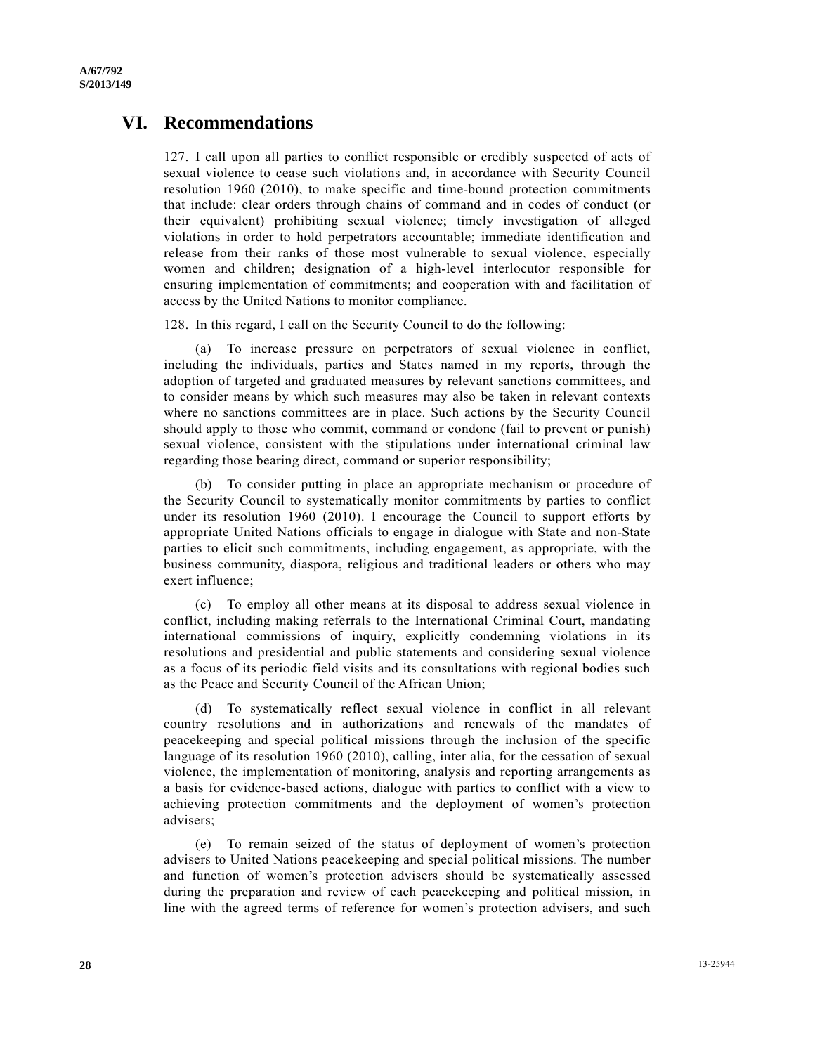# VI. Recommendations

127. I call upon all parties to conflict responsible or credibly suspected of acts of sexual violence to cease such violations and, in accordance with Security Council resolution 1960 (2010), to make specific and time-bound protection commitments that include: clear orders through chains of command and in codes of conduct (or their equivalent) prohibiting sexual violence; timely investigation of alleged violations in order to hold perpetrators accountable; immediate identification and release from their ranks of those most vulnerable to sexual violence, especially women and children; designation of a high-level interlocutor responsible for ensuring implementation of commitments; and cooperation with and facilitation of access by the United Nations to monitor compliance.

128. In this regard, I call on the Security Council to do the following:

(a) To increase pressure on perpetrators of sexual violence in conflict, including the individuals, parties and States named in my reports, through the adoption of targeted and graduated measures by relevant sanctions committees, and to consider means by which such measures may also be taken in relevant contexts where no sanctions committees are in place. Such actions by the Security Council should apply to those who commit, command or condone (fail to prevent or punish) sexual violence, consistent with the stipulations under international criminal law regarding those bearing direct, command or superior responsibility;

(b) To consider putting in place an appropriate mechanism or procedure of the Security Council to systematically monitor commitments by parties to conflict under its resolution 1960 (2010). I encourage the Council to support efforts by appropriate United Nations officials to engage in dialogue with State and non-State parties to elicit such commitments, including engagement, as appropriate, with the business community, diaspora, religious and traditional leaders or others who may exert influence;

(c) To employ all other means at its disposal to address sexual violence in conflict, including making referrals to the International Criminal Court, mandating international commissions of inquiry, explicitly condemning violations in its resolutions and presidential and public statements and considering sexual violence as a focus of its periodic field visits and its consultations with regional bodies such as the Peace and Security Council of the African Union;

(d) To systematically reflect sexual violence in conflict in all relevant country resolutions and in authorizations and renewals of the mandates of peacekeeping and special political missions through the inclusion of the specific language of its resolution 1960 (2010), calling, inter alia, for the cessation of sexual violence, the implementation of monitoring, analysis and reporting arrangements as a basis for evidence-based actions, dialogue with parties to conflict with a view to achieving protection commitments and the deployment of women's protection advisers;

(e) To remain seized of the status of deployment of women's protection advisers to United Nations peacekeeping and special political missions. The number and function of women's protection advisers should be systematically assessed during the preparation and review of each peacekeeping and political mission, in line with the agreed terms of reference for women's protection advisers, and such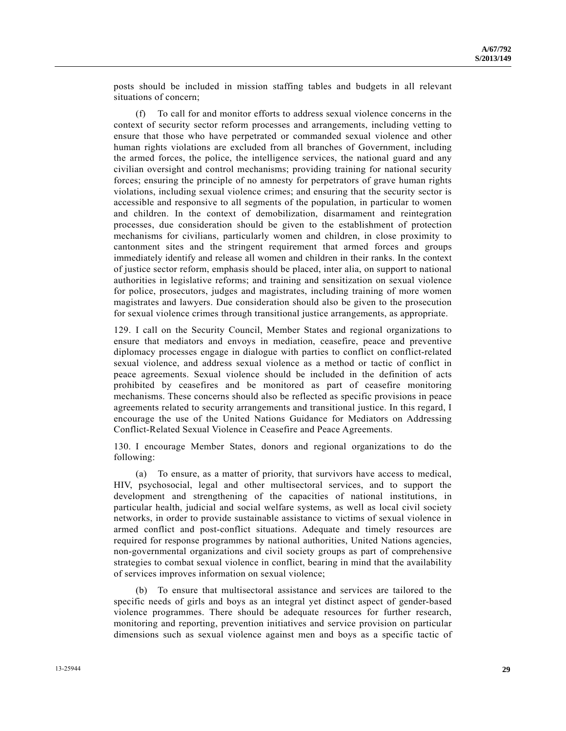posts should be included in mission staffing tables and budgets in all relevant situations of concern;

(f) To call for and monitor efforts to address sexual violence concerns in the context of security sector reform processes and arrangements, including vetting to ensure that those who have perpetrated or commanded sexual violence and other human rights violations are excluded from all branches of Government, including the armed forces, the police, the intelligence services, the national guard and any civilian oversight and control mechanisms; providing training for national security forces; ensuring the principle of no amnesty for perpetrators of grave human rights violations, including sexual violence crimes; and ensuring that the security sector is accessible and responsive to all segments of the population, in particular to women and children. In the context of demobilization, disarmament and reintegration processes, due consideration should be given to the establishment of protection mechanisms for civilians, particularly women and children, in close proximity to cantonment sites and the stringent requirement that armed forces and groups immediately identify and release all women and children in their ranks. In the context of justice sector reform, emphasis should be placed, inter alia, on support to national authorities in legislative reforms; and training and sensitization on sexual violence for police, prosecutors, judges and magistrates, including training of more women magistrates and lawyers. Due consideration should also be given to the prosecution for sexual violence crimes through transitional justice arrangements, as appropriate.

129. I call on the Security Council, Member States and regional organizations to ensure that mediators and envoys in mediation, ceasefire, peace and preventive diplomacy processes engage in dialogue with parties to conflict on conflict-related sexual violence, and address sexual violence as a method or tactic of conflict in peace agreements. Sexual violence should be included in the definition of acts prohibited by ceasefires and be monitored as part of ceasefire monitoring mechanisms. These concerns should also be reflected as specific provisions in peace agreements related to security arrangements and transitional justice. In this regard, I encourage the use of the United Nations Guidance for Mediators on Addressing Conflict-Related Sexual Violence in Ceasefire and Peace Agreements.

130. I encourage Member States, donors and regional organizations to do the following:

(a) To ensure, as a matter of priority, that survivors have access to medical, HIV, psychosocial, legal and other multisectoral services, and to support the development and strengthening of the capacities of national institutions, in particular health, judicial and social welfare systems, as well as local civil society networks, in order to provide sustainable assistance to victims of sexual violence in armed conflict and post-conflict situations. Adequate and timely resources are required for response programmes by national authorities, United Nations agencies, non-governmental organizations and civil society groups as part of comprehensive strategies to combat sexual violence in conflict, bearing in mind that the availability of services improves information on sexual violence;

(b) To ensure that multisectoral assistance and services are tailored to the specific needs of girls and boys as an integral yet distinct aspect of gender-based violence programmes. There should be adequate resources for further research, monitoring and reporting, prevention initiatives and service provision on particular dimensions such as sexual violence against men and boys as a specific tactic of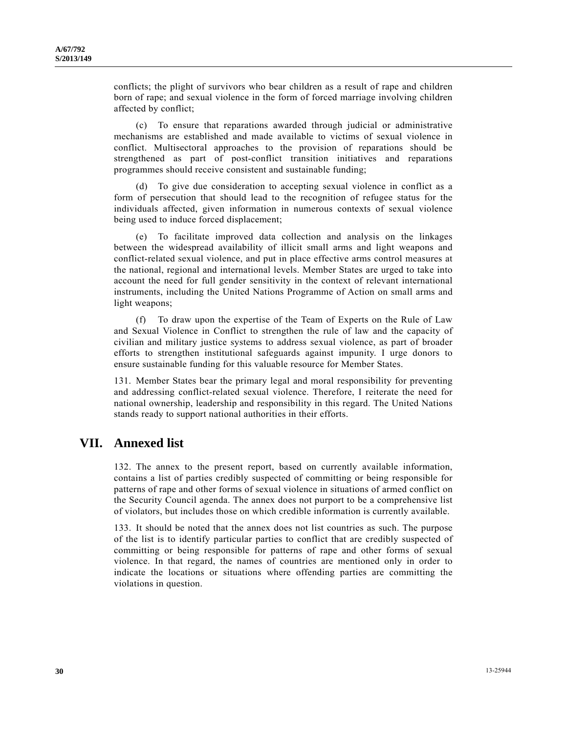conflicts; the plight of survivors who bear children as a result of rape and children born of rape; and sexual violence in the form of forced marriage involving children affected by conflict;

(c) To ensure that reparations awarded through judicial or administrative mechanisms are established and made available to victims of sexual violence in conflict. Multisectoral approaches to the provision of reparations should be strengthened as part of post-conflict transition initiatives and reparations programmes should receive consistent and sustainable funding;

(d) To give due consideration to accepting sexual violence in conflict as a form of persecution that should lead to the recognition of refugee status for the individuals affected, given information in numerous contexts of sexual violence being used to induce forced displacement;

(e) To facilitate improved data collection and analysis on the linkages between the widespread availability of illicit small arms and light weapons and conflict-related sexual violence, and put in place effective arms control measures at the national, regional and international levels. Member States are urged to take into account the need for full gender sensitivity in the context of relevant international instruments, including the United Nations Programme of Action on small arms and light weapons;

(f) To draw upon the expertise of the Team of Experts on the Rule of Law and Sexual Violence in Conflict to strengthen the rule of law and the capacity of civilian and military justice systems to address sexual violence, as part of broader efforts to strengthen institutional safeguards against impunity. I urge donors to ensure sustainable funding for this valuable resource for Member States.

131. Member States bear the primary legal and moral responsibility for preventing and addressing conflict-related sexual violence. Therefore, I reiterate the need for national ownership, leadership and responsibility in this regard. The United Nations stands ready to support national authorities in their efforts.

## VII. Annexed list

132. The annex to the present report, based on currently available information, contains a list of parties credibly suspected of committing or being responsible for patterns of rape and other forms of sexual violence in situations of armed conflict on the Security Council agenda. The annex does not purport to be a comprehensive list of violators, but includes those on which credible information is currently available.

133. It should be noted that the annex does not list countries as such. The purpose of the list is to identify particular parties to conflict that are credibly suspected of committing or being responsible for patterns of rape and other forms of sexual violence. In that regard, the names of countries are mentioned only in order to indicate the locations or situations where offending parties are committing the violations in question.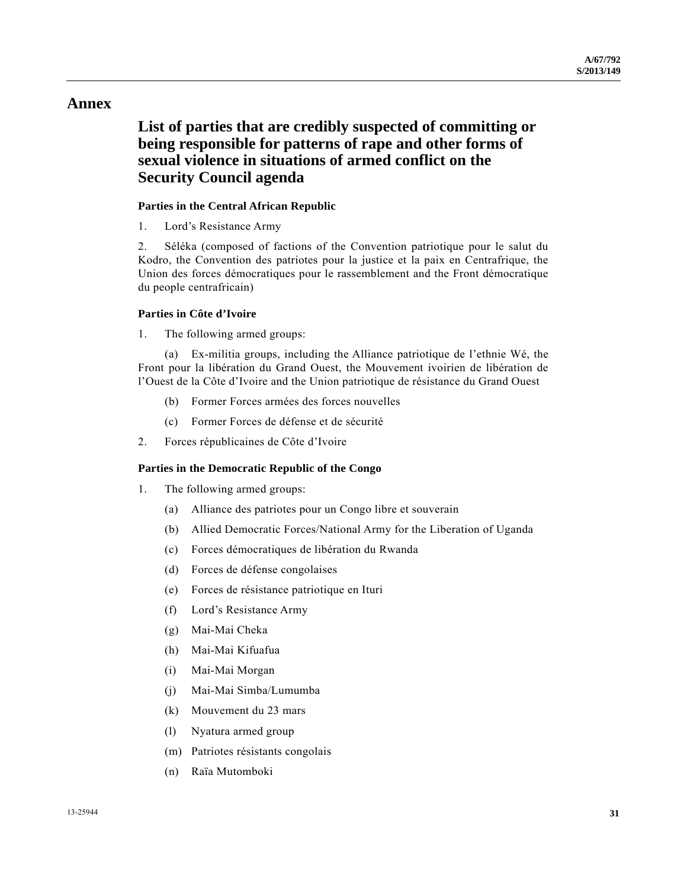# Annex

## List of parties that are credibly suspected of committing or being responsible for patterns of rape and other forms of sexual violence in situations of armed conflict on the Security Council agenda

### Parties in the Central African Republic

1. Lord's Resistance Army

2. Séléka (composed of factions of the Convention patriotique pour le salut du Kodro, the Convention des patriotes pour la justice et la paix en Centrafrique, the Union des forces démocratiques pour le rassemblement and the Front démocratique du people centrafricain)

### Parties in Côte d'Ivoire

1. The following armed groups:

   (a) Ex-militia groups, including the Alliance patriotique de l'ethnie Wé, the Front pour la libération du Grand Ouest, the Mouvement ivoirien de libération de l'Ouest de la Côte d'Ivoire and the Union patriotique de résistance du Grand Ouest

   (b) Former Forces armées des forces nouvelles

   (c) Former Forces de défense et de sécurité

2. Forces républicaines de Côte d'Ivoire

### Parties in the Democratic Republic of the Congo

1. The following armed groups:

   (a) Alliance des patriotes pour un Congo libre et souverain

   (b) Allied Democratic Forces/National Army for the Liberation of Uganda

   (c) Forces démocratiques de libération du Rwanda

   (d) Forces de défense congolaises

   (e) Forces de résistance patriotique en Ituri

   (f) Lord's Resistance Army

   (g) Mai-Mai Cheka

   (h) Mai-Mai Kifuafua

   (i) Mai-Mai Morgan

   (j) Mai-Mai Simba/Lumumba

   (k) Mouvement du 23 mars

   (l) Nyatura armed group

   (m) Patriotes résistants congolais

   (n) Raïa Mutomboki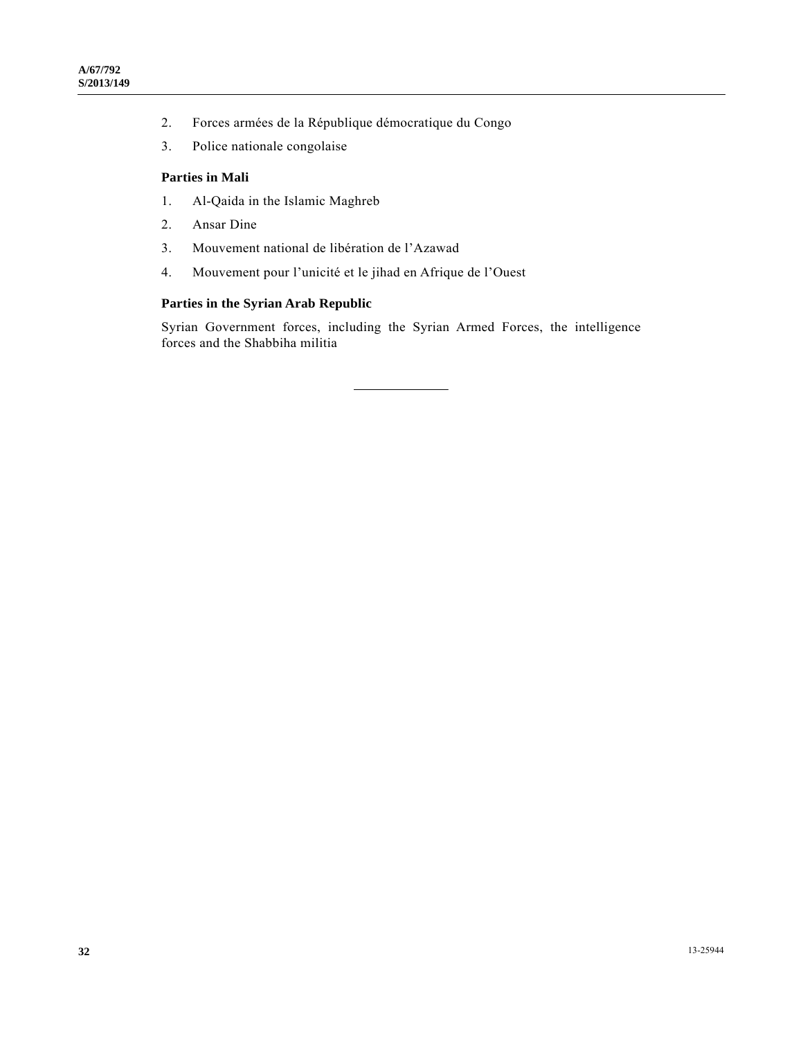2. Forces armées de la République démocratique du Congo
3. Police nationale congolaise

**Parties in Mali**

1. Al-Qaida in the Islamic Maghreb
2. Ansar Dine
3. Mouvement national de libération de l'Azawad
4. Mouvement pour l'unicité et le jihad en Afrique de l'Ouest

**Parties in the Syrian Arab Republic**

Syrian Government forces, including the Syrian Armed Forces, the intelligence forces and the Shabbiha militia